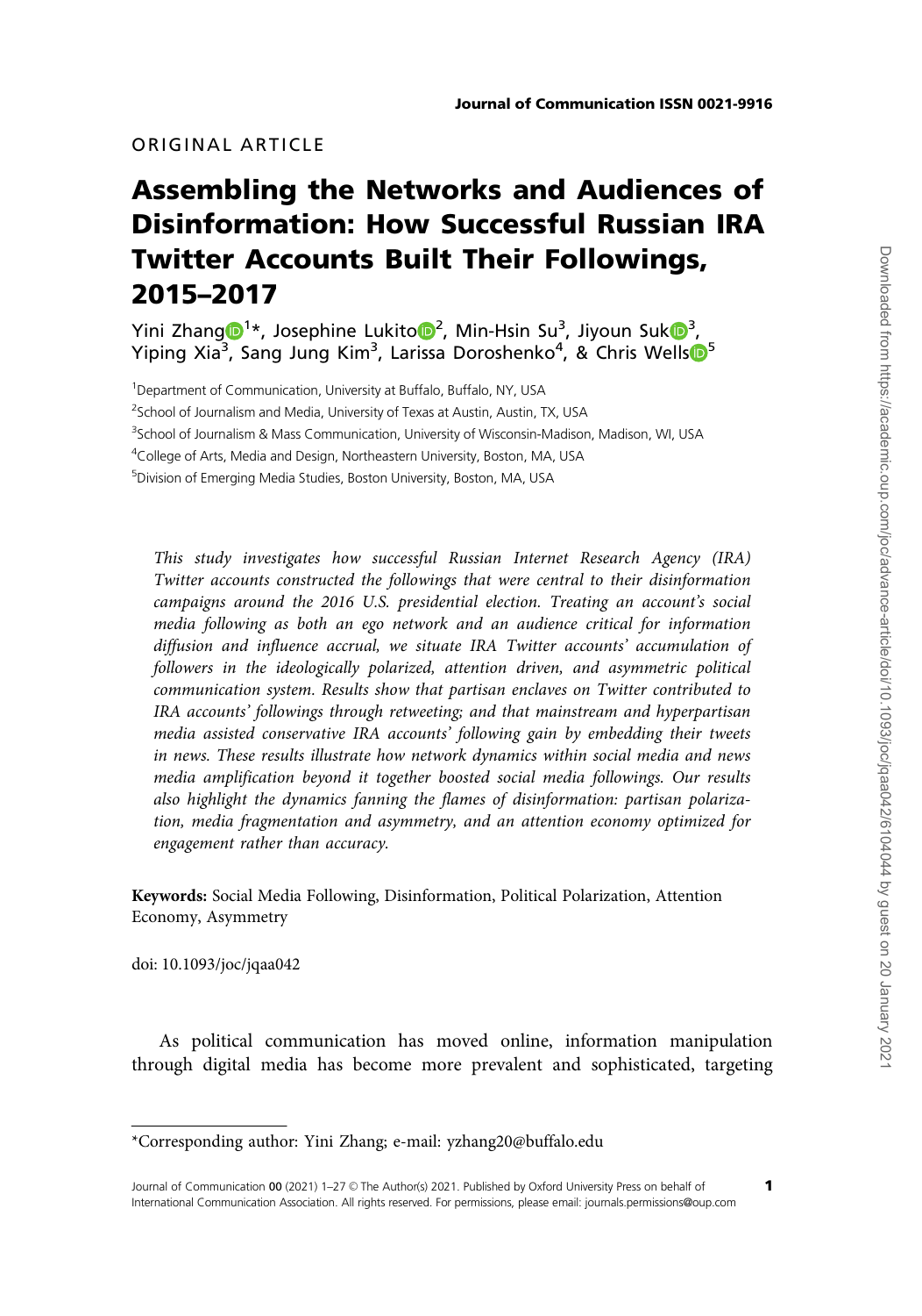ORIGINAL ARTICLE

# Assembling the Networks and Audiences of Disinformation: How Successful Russian IRA Twitter Accounts Built Their Followings, 2015–2017

Yini Zhang[1]*, Josephine Lukito[2], Min-Hsin Su[3], Jiyoun Suk[3], Yiping Xia[3], Sang Jung Kim[3], Larissa Doroshenko[4], & Chris Wells[5]

[1]Department of Communication, University at Buffalo, Buffalo, NY, USA

[2]School of Journalism and Media, University of Texas at Austin, Austin, TX, USA

[3]School of Journalism & Mass Communication, University of Wisconsin-Madison, Madison, WI, USA

[4]College of Arts, Media and Design, Northeastern University, Boston, MA, USA

[5]Division of Emerging Media Studies, Boston University, Boston, MA, USA

*This study investigates how successful Russian Internet Research Agency (IRA) Twitter accounts constructed the followings that were central to their disinformation campaigns around the 2016 U.S. presidential election. Treating an account's social media following as both an ego network and an audience critical for information diffusion and influence accrual, we situate IRA Twitter accounts' accumulation of followers in the ideologically polarized, attention driven, and asymmetric political communication system. Results show that partisan enclaves on Twitter contributed to IRA accounts' followings through retweeting; and that mainstream and hyperpartisan media assisted conservative IRA accounts' following gain by embedding their tweets in news. These results illustrate how network dynamics within social media and news media amplification beyond it together boosted social media followings. Our results also highlight the dynamics fanning the flames of disinformation: partisan polarization, media fragmentation and asymmetry, and an attention economy optimized for engagement rather than accuracy.*

**Keywords:** Social Media Following, Disinformation, Political Polarization, Attention Economy, Asymmetry

doi: 10.1093/joc/jqaa042

As political communication has moved online, information manipulation through digital media has become more prevalent and sophisticated, targeting

---

*Corresponding author: Yini Zhang; e-mail: yzhang20@buffalo.edu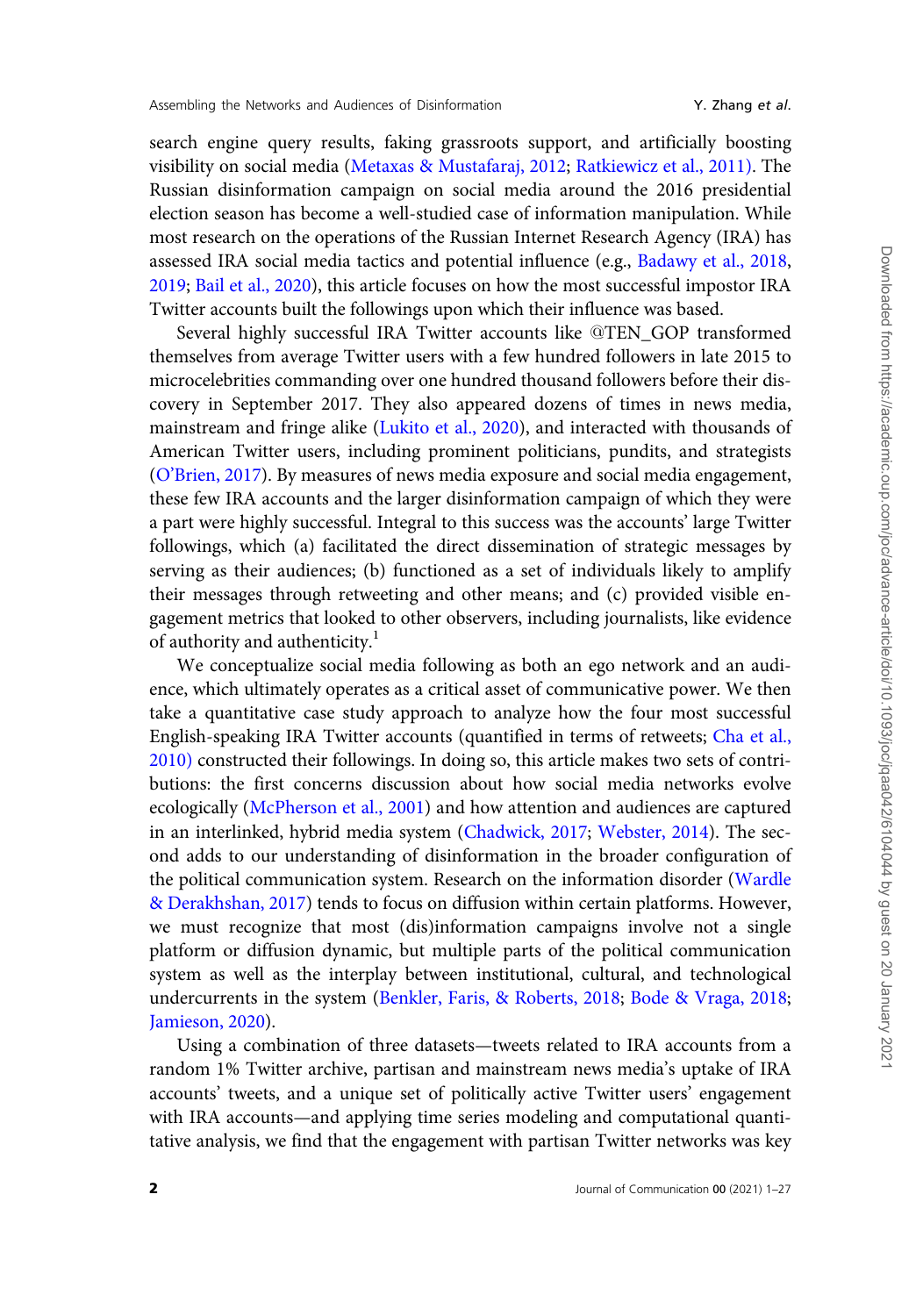search engine query results, faking grassroots support, and artificially boosting visibility on social media (Metaxas & Mustafaraj, 2012; Ratkiewicz et al., 2011). The Russian disinformation campaign on social media around the 2016 presidential election season has become a well-studied case of information manipulation. While most research on the operations of the Russian Internet Research Agency (IRA) has assessed IRA social media tactics and potential influence (e.g., Badawy et al., 2018, 2019; Bail et al., 2020), this article focuses on how the most successful impostor IRA Twitter accounts built the followings upon which their influence was based.

Several highly successful IRA Twitter accounts like @TEN_GOP transformed themselves from average Twitter users with a few hundred followers in late 2015 to microcelebrities commanding over one hundred thousand followers before their discovery in September 2017. They also appeared dozens of times in news media, mainstream and fringe alike (Lukito et al., 2020), and interacted with thousands of American Twitter users, including prominent politicians, pundits, and strategists (O'Brien, 2017). By measures of news media exposure and social media engagement, these few IRA accounts and the larger disinformation campaign of which they were a part were highly successful. Integral to this success was the accounts' large Twitter followings, which (a) facilitated the direct dissemination of strategic messages by serving as their audiences; (b) functioned as a set of individuals likely to amplify their messages through retweeting and other means; and (c) provided visible engagement metrics that looked to other observers, including journalists, like evidence of authority and authenticity.[1]

We conceptualize social media following as both an ego network and an audience, which ultimately operates as a critical asset of communicative power. We then take a quantitative case study approach to analyze how the four most successful English-speaking IRA Twitter accounts (quantified in terms of retweets; Cha et al., 2010) constructed their followings. In doing so, this article makes two sets of contributions: the first concerns discussion about how social media networks evolve ecologically (McPherson et al., 2001) and how attention and audiences are captured in an interlinked, hybrid media system (Chadwick, 2017; Webster, 2014). The second adds to our understanding of disinformation in the broader configuration of the political communication system. Research on the information disorder (Wardle & Derakhshan, 2017) tends to focus on diffusion within certain platforms. However, we must recognize that most (dis)information campaigns involve not a single platform or diffusion dynamic, but multiple parts of the political communication system as well as the interplay between institutional, cultural, and technological undercurrents in the system (Benkler, Faris, & Roberts, 2018; Bode & Vraga, 2018; Jamieson, 2020).

Using a combination of three datasets—tweets related to IRA accounts from a random 1% Twitter archive, partisan and mainstream news media's uptake of IRA accounts' tweets, and a unique set of politically active Twitter users' engagement with IRA accounts—and applying time series modeling and computational quantitative analysis, we find that the engagement with partisan Twitter networks was key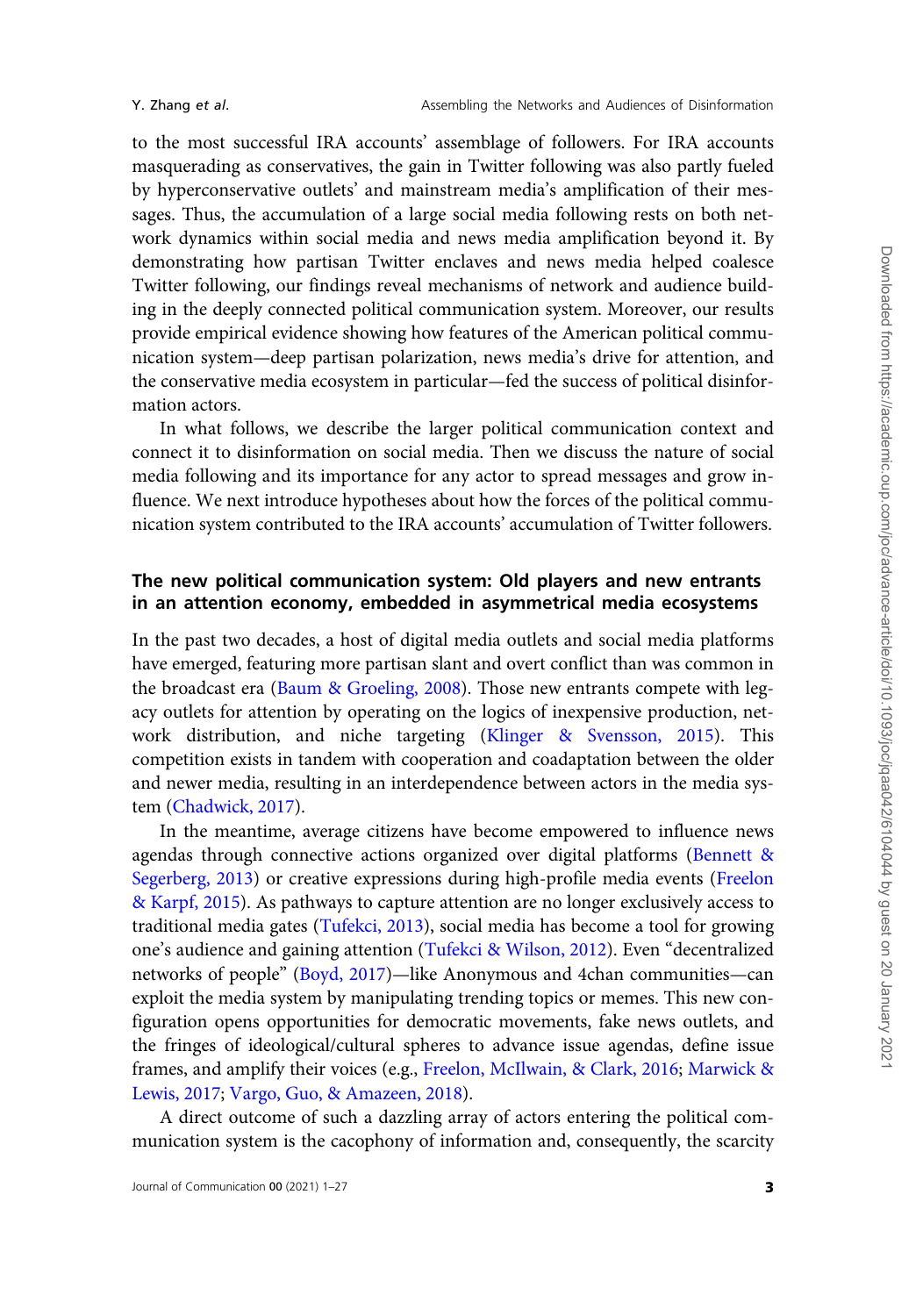to the most successful IRA accounts' assemblage of followers. For IRA accounts masquerading as conservatives, the gain in Twitter following was also partly fueled by hyperconservative outlets' and mainstream media's amplification of their messages. Thus, the accumulation of a large social media following rests on both network dynamics within social media and news media amplification beyond it. By demonstrating how partisan Twitter enclaves and news media helped coalesce Twitter following, our findings reveal mechanisms of network and audience building in the deeply connected political communication system. Moreover, our results provide empirical evidence showing how features of the American political communication system—deep partisan polarization, news media's drive for attention, and the conservative media ecosystem in particular—fed the success of political disinformation actors.

In what follows, we describe the larger political communication context and connect it to disinformation on social media. Then we discuss the nature of social media following and its importance for any actor to spread messages and grow influence. We next introduce hypotheses about how the forces of the political communication system contributed to the IRA accounts' accumulation of Twitter followers.

## The new political communication system: Old players and new entrants in an attention economy, embedded in asymmetrical media ecosystems

In the past two decades, a host of digital media outlets and social media platforms have emerged, featuring more partisan slant and overt conflict than was common in the broadcast era (Baum & Groeling, 2008). Those new entrants compete with legacy outlets for attention by operating on the logics of inexpensive production, network distribution, and niche targeting (Klinger & Svensson, 2015). This competition exists in tandem with cooperation and coadaptation between the older and newer media, resulting in an interdependence between actors in the media system (Chadwick, 2017).

In the meantime, average citizens have become empowered to influence news agendas through connective actions organized over digital platforms (Bennett & Segerberg, 2013) or creative expressions during high-profile media events (Freelon & Karpf, 2015). As pathways to capture attention are no longer exclusively access to traditional media gates (Tufekci, 2013), social media has become a tool for growing one's audience and gaining attention (Tufekci & Wilson, 2012). Even "decentralized networks of people" (Boyd, 2017)—like Anonymous and 4chan communities—can exploit the media system by manipulating trending topics or memes. This new configuration opens opportunities for democratic movements, fake news outlets, and the fringes of ideological/cultural spheres to advance issue agendas, define issue frames, and amplify their voices (e.g., Freelon, McIlwain, & Clark, 2016; Marwick & Lewis, 2017; Vargo, Guo, & Amazeen, 2018).

A direct outcome of such a dazzling array of actors entering the political communication system is the cacophony of information and, consequently, the scarcity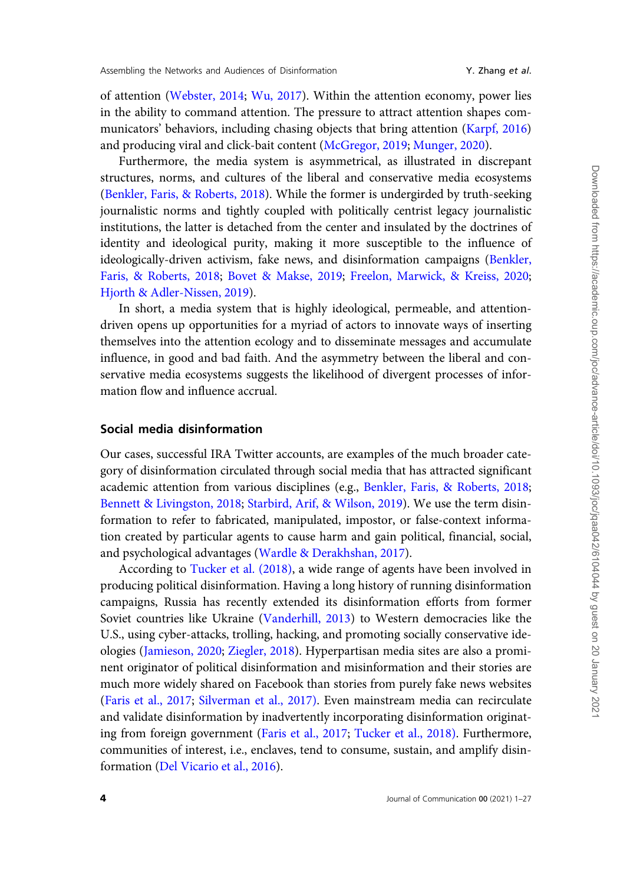of attention (Webster, 2014; Wu, 2017). Within the attention economy, power lies in the ability to command attention. The pressure to attract attention shapes communicators' behaviors, including chasing objects that bring attention (Karpf, 2016) and producing viral and click-bait content (McGregor, 2019; Munger, 2020).

Furthermore, the media system is asymmetrical, as illustrated in discrepant structures, norms, and cultures of the liberal and conservative media ecosystems (Benkler, Faris, & Roberts, 2018). While the former is undergirded by truth-seeking journalistic norms and tightly coupled with politically centrist legacy journalistic institutions, the latter is detached from the center and insulated by the doctrines of identity and ideological purity, making it more susceptible to the influence of ideologically-driven activism, fake news, and disinformation campaigns (Benkler, Faris, & Roberts, 2018; Bovet & Makse, 2019; Freelon, Marwick, & Kreiss, 2020; Hjorth & Adler-Nissen, 2019).

In short, a media system that is highly ideological, permeable, and attention-driven opens up opportunities for a myriad of actors to innovate ways of inserting themselves into the attention ecology and to disseminate messages and accumulate influence, in good and bad faith. And the asymmetry between the liberal and conservative media ecosystems suggests the likelihood of divergent processes of information flow and influence accrual.

## Social media disinformation

Our cases, successful IRA Twitter accounts, are examples of the much broader category of disinformation circulated through social media that has attracted significant academic attention from various disciplines (e.g., Benkler, Faris, & Roberts, 2018; Bennett & Livingston, 2018; Starbird, Arif, & Wilson, 2019). We use the term disinformation to refer to fabricated, manipulated, impostor, or false-context information created by particular agents to cause harm and gain political, financial, social, and psychological advantages (Wardle & Derakhshan, 2017).

According to Tucker et al. (2018), a wide range of agents have been involved in producing political disinformation. Having a long history of running disinformation campaigns, Russia has recently extended its disinformation efforts from former Soviet countries like Ukraine (Vanderhill, 2013) to Western democracies like the U.S., using cyber-attacks, trolling, hacking, and promoting socially conservative ideologies (Jamieson, 2020; Ziegler, 2018). Hyperpartisan media sites are also a prominent originator of political disinformation and misinformation and their stories are much more widely shared on Facebook than stories from purely fake news websites (Faris et al., 2017; Silverman et al., 2017). Even mainstream media can recirculate and validate disinformation by inadvertently incorporating disinformation originating from foreign government (Faris et al., 2017; Tucker et al., 2018). Furthermore, communities of interest, i.e., enclaves, tend to consume, sustain, and amplify disinformation (Del Vicario et al., 2016).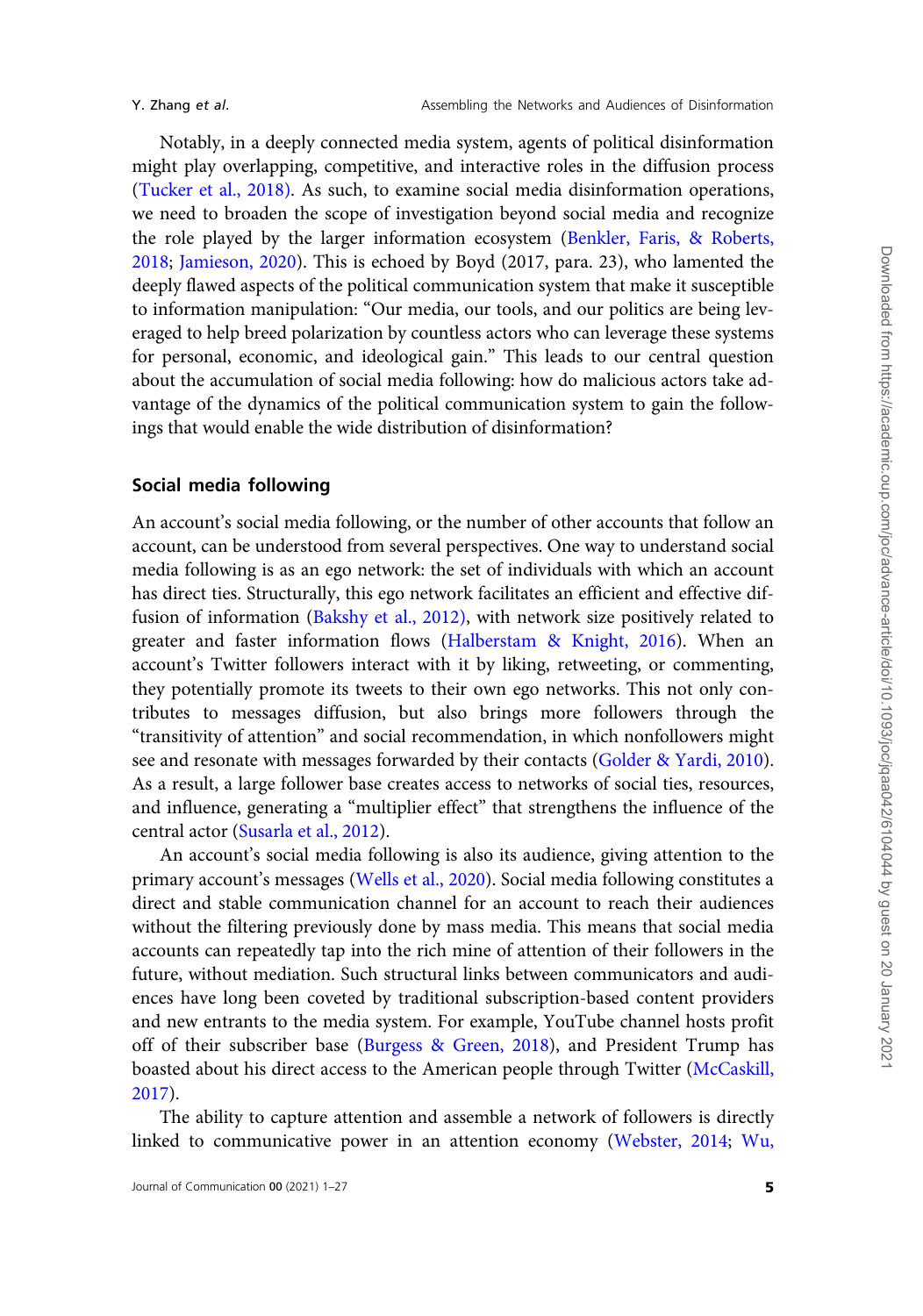Notably, in a deeply connected media system, agents of political disinformation might play overlapping, competitive, and interactive roles in the diffusion process (Tucker et al., 2018). As such, to examine social media disinformation operations, we need to broaden the scope of investigation beyond social media and recognize the role played by the larger information ecosystem (Benkler, Faris, & Roberts, 2018; Jamieson, 2020). This is echoed by Boyd (2017, para. 23), who lamented the deeply flawed aspects of the political communication system that make it susceptible to information manipulation: "Our media, our tools, and our politics are being leveraged to help breed polarization by countless actors who can leverage these systems for personal, economic, and ideological gain." This leads to our central question about the accumulation of social media following: how do malicious actors take advantage of the dynamics of the political communication system to gain the followings that would enable the wide distribution of disinformation?

## Social media following

An account's social media following, or the number of other accounts that follow an account, can be understood from several perspectives. One way to understand social media following is as an ego network: the set of individuals with which an account has direct ties. Structurally, this ego network facilitates an efficient and effective diffusion of information (Bakshy et al., 2012), with network size positively related to greater and faster information flows (Halberstam & Knight, 2016). When an account's Twitter followers interact with it by liking, retweeting, or commenting, they potentially promote its tweets to their own ego networks. This not only contributes to messages diffusion, but also brings more followers through the "transitivity of attention" and social recommendation, in which nonfollowers might see and resonate with messages forwarded by their contacts (Golder & Yardi, 2010). As a result, a large follower base creates access to networks of social ties, resources, and influence, generating a "multiplier effect" that strengthens the influence of the central actor (Susarla et al., 2012).

An account's social media following is also its audience, giving attention to the primary account's messages (Wells et al., 2020). Social media following constitutes a direct and stable communication channel for an account to reach their audiences without the filtering previously done by mass media. This means that social media accounts can repeatedly tap into the rich mine of attention of their followers in the future, without mediation. Such structural links between communicators and audiences have long been coveted by traditional subscription-based content providers and new entrants to the media system. For example, YouTube channel hosts profit off of their subscriber base (Burgess & Green, 2018), and President Trump has boasted about his direct access to the American people through Twitter (McCaskill, 2017).

The ability to capture attention and assemble a network of followers is directly linked to communicative power in an attention economy (Webster, 2014; Wu,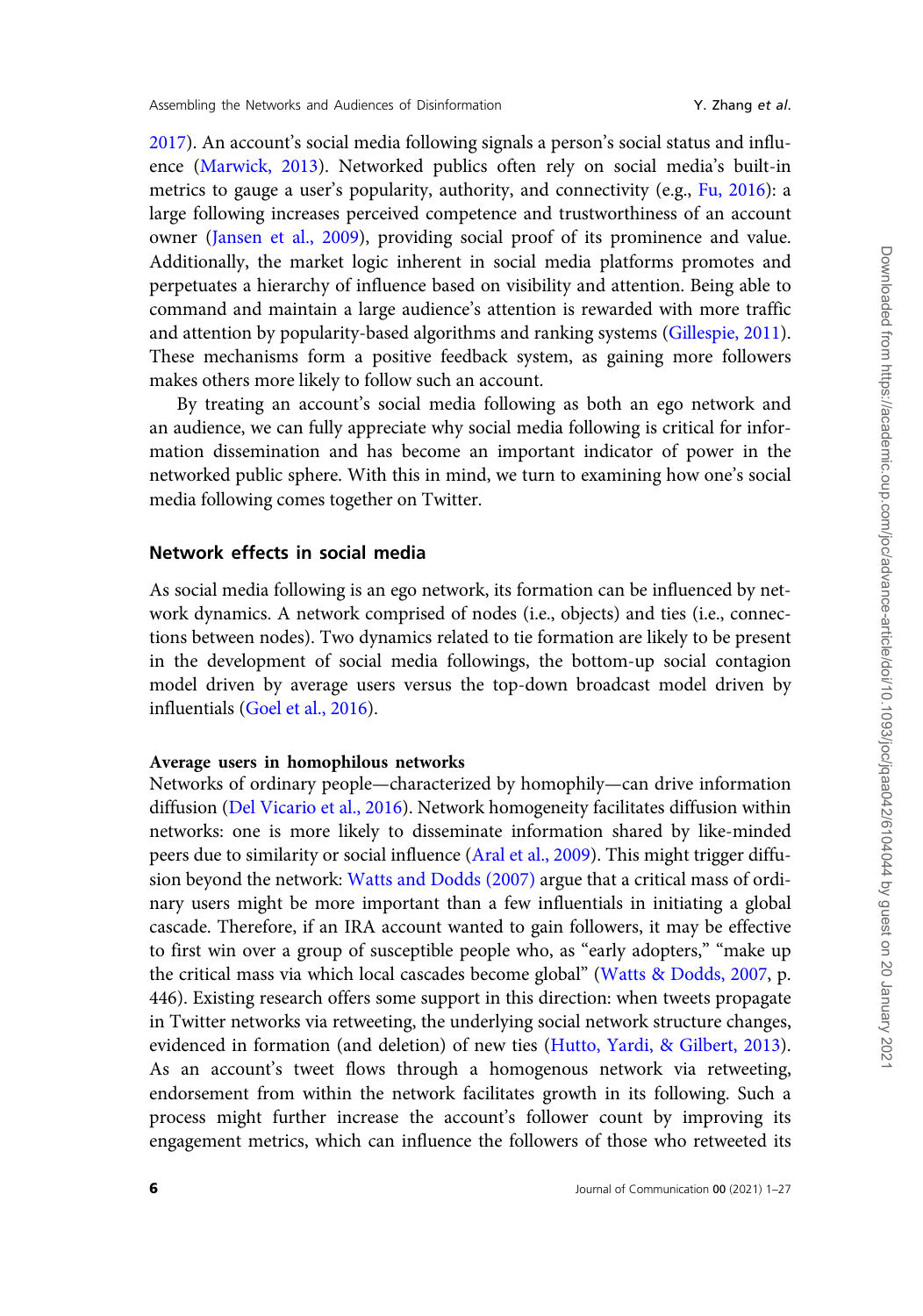2017). An account's social media following signals a person's social status and influence (Marwick, 2013). Networked publics often rely on social media's built-in metrics to gauge a user's popularity, authority, and connectivity (e.g., Fu, 2016): a large following increases perceived competence and trustworthiness of an account owner (Jansen et al., 2009), providing social proof of its prominence and value. Additionally, the market logic inherent in social media platforms promotes and perpetuates a hierarchy of influence based on visibility and attention. Being able to command and maintain a large audience's attention is rewarded with more traffic and attention by popularity-based algorithms and ranking systems (Gillespie, 2011). These mechanisms form a positive feedback system, as gaining more followers makes others more likely to follow such an account.

By treating an account's social media following as both an ego network and an audience, we can fully appreciate why social media following is critical for information dissemination and has become an important indicator of power in the networked public sphere. With this in mind, we turn to examining how one's social media following comes together on Twitter.

## Network effects in social media

As social media following is an ego network, its formation can be influenced by network dynamics. A network comprised of nodes (i.e., objects) and ties (i.e., connections between nodes). Two dynamics related to tie formation are likely to be present in the development of social media followings, the bottom-up social contagion model driven by average users versus the top-down broadcast model driven by influentials (Goel et al., 2016).

### Average users in homophilous networks

Networks of ordinary people—characterized by homophily—can drive information diffusion (Del Vicario et al., 2016). Network homogeneity facilitates diffusion within networks: one is more likely to disseminate information shared by like-minded peers due to similarity or social influence (Aral et al., 2009). This might trigger diffusion beyond the network: Watts and Dodds (2007) argue that a critical mass of ordinary users might be more important than a few influentials in initiating a global cascade. Therefore, if an IRA account wanted to gain followers, it may be effective to first win over a group of susceptible people who, as "early adopters," "make up the critical mass via which local cascades become global" (Watts & Dodds, 2007, p. 446). Existing research offers some support in this direction: when tweets propagate in Twitter networks via retweeting, the underlying social network structure changes, evidenced in formation (and deletion) of new ties (Hutto, Yardi, & Gilbert, 2013). As an account's tweet flows through a homogenous network via retweeting, endorsement from within the network facilitates growth in its following. Such a process might further increase the account's follower count by improving its engagement metrics, which can influence the followers of those who retweeted its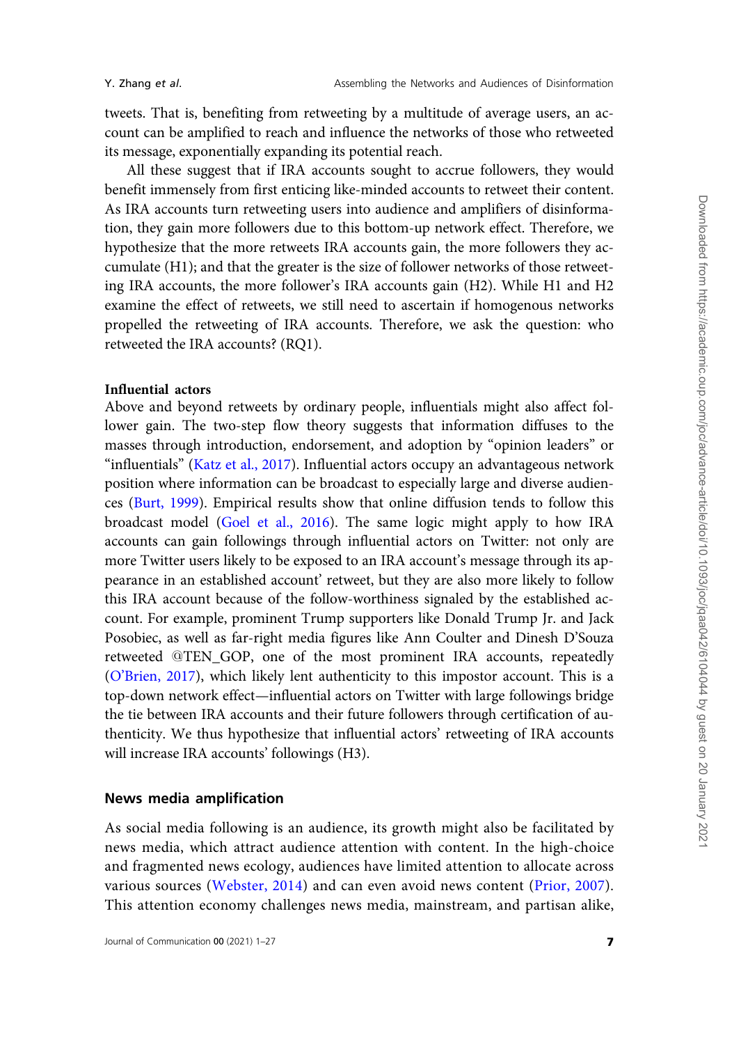tweets. That is, benefiting from retweeting by a multitude of average users, an account can be amplified to reach and influence the networks of those who retweeted its message, exponentially expanding its potential reach.

All these suggest that if IRA accounts sought to accrue followers, they would benefit immensely from first enticing like-minded accounts to retweet their content. As IRA accounts turn retweeting users into audience and amplifiers of disinformation, they gain more followers due to this bottom-up network effect. Therefore, we hypothesize that the more retweets IRA accounts gain, the more followers they accumulate (H1); and that the greater is the size of follower networks of those retweeting IRA accounts, the more follower's IRA accounts gain (H2). While H1 and H2 examine the effect of retweets, we still need to ascertain if homogenous networks propelled the retweeting of IRA accounts. Therefore, we ask the question: who retweeted the IRA accounts? (RQ1).

### Influential actors

Above and beyond retweets by ordinary people, influentials might also affect follower gain. The two-step flow theory suggests that information diffuses to the masses through introduction, endorsement, and adoption by "opinion leaders" or "influentials" (Katz et al., 2017). Influential actors occupy an advantageous network position where information can be broadcast to especially large and diverse audiences (Burt, 1999). Empirical results show that online diffusion tends to follow this broadcast model (Goel et al., 2016). The same logic might apply to how IRA accounts can gain followings through influential actors on Twitter: not only are more Twitter users likely to be exposed to an IRA account's message through its appearance in an established account' retweet, but they are also more likely to follow this IRA account because of the follow-worthiness signaled by the established account. For example, prominent Trump supporters like Donald Trump Jr. and Jack Posobiec, as well as far-right media figures like Ann Coulter and Dinesh D'Souza retweeted @TEN_GOP, one of the most prominent IRA accounts, repeatedly (O'Brien, 2017), which likely lent authenticity to this impostor account. This is a top-down network effect—influential actors on Twitter with large followings bridge the tie between IRA accounts and their future followers through certification of authenticity. We thus hypothesize that influential actors' retweeting of IRA accounts will increase IRA accounts' followings (H3).

## News media amplification

As social media following is an audience, its growth might also be facilitated by news media, which attract audience attention with content. In the high-choice and fragmented news ecology, audiences have limited attention to allocate across various sources (Webster, 2014) and can even avoid news content (Prior, 2007). This attention economy challenges news media, mainstream, and partisan alike,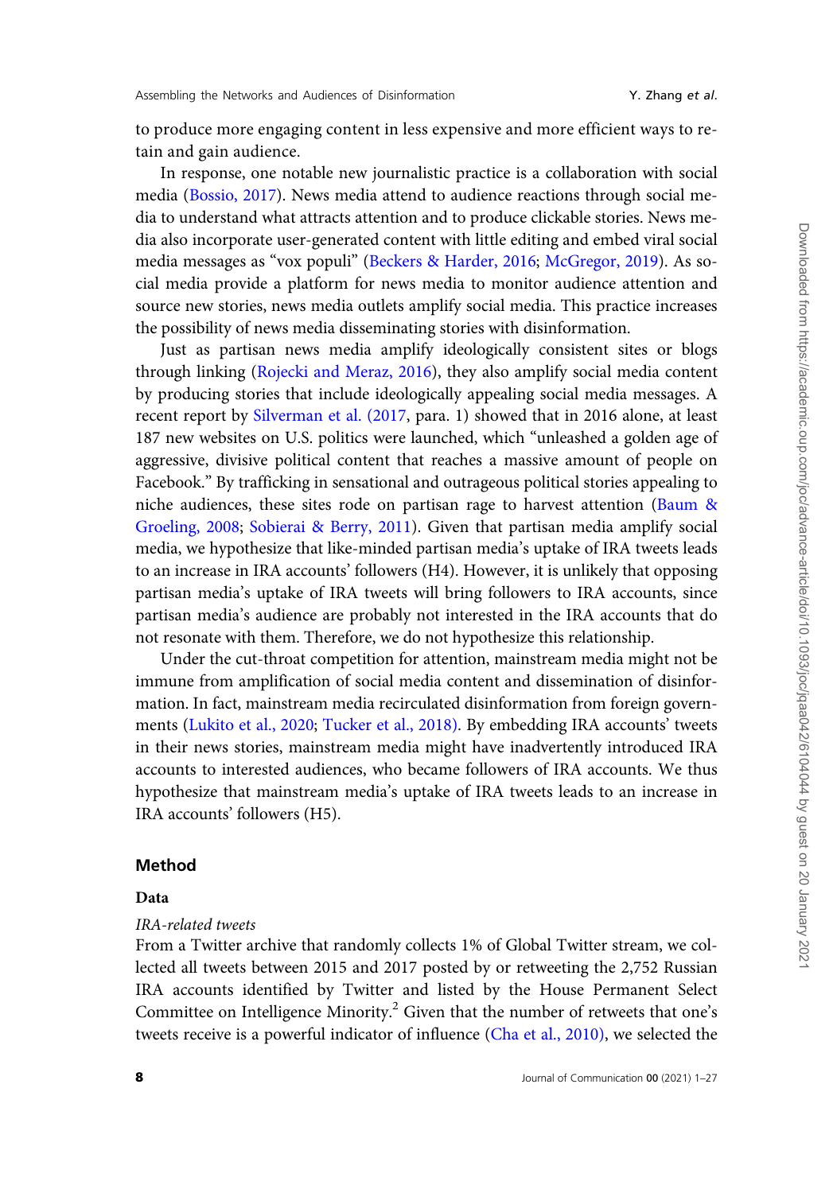to produce more engaging content in less expensive and more efficient ways to retain and gain audience.

In response, one notable new journalistic practice is a collaboration with social media (Bossio, 2017). News media attend to audience reactions through social media to understand what attracts attention and to produce clickable stories. News media also incorporate user-generated content with little editing and embed viral social media messages as "vox populi" (Beckers & Harder, 2016; McGregor, 2019). As social media provide a platform for news media to monitor audience attention and source new stories, news media outlets amplify social media. This practice increases the possibility of news media disseminating stories with disinformation.

Just as partisan news media amplify ideologically consistent sites or blogs through linking (Rojecki and Meraz, 2016), they also amplify social media content by producing stories that include ideologically appealing social media messages. A recent report by Silverman et al. (2017, para. 1) showed that in 2016 alone, at least 187 new websites on U.S. politics were launched, which "unleashed a golden age of aggressive, divisive political content that reaches a massive amount of people on Facebook." By trafficking in sensational and outrageous political stories appealing to niche audiences, these sites rode on partisan rage to harvest attention (Baum & Groeling, 2008; Sobierai & Berry, 2011). Given that partisan media amplify social media, we hypothesize that like-minded partisan media's uptake of IRA tweets leads to an increase in IRA accounts' followers (H4). However, it is unlikely that opposing partisan media's uptake of IRA tweets will bring followers to IRA accounts, since partisan media's audience are probably not interested in the IRA accounts that do not resonate with them. Therefore, we do not hypothesize this relationship.

Under the cut-throat competition for attention, mainstream media might not be immune from amplification of social media content and dissemination of disinformation. In fact, mainstream media recirculated disinformation from foreign governments (Lukito et al., 2020; Tucker et al., 2018). By embedding IRA accounts' tweets in their news stories, mainstream media might have inadvertently introduced IRA accounts to interested audiences, who became followers of IRA accounts. We thus hypothesize that mainstream media's uptake of IRA tweets leads to an increase in IRA accounts' followers (H5).

## Method

### Data

#### *IRA-related tweets*

From a Twitter archive that randomly collects 1% of Global Twitter stream, we collected all tweets between 2015 and 2017 posted by or retweeting the 2,752 Russian IRA accounts identified by Twitter and listed by the House Permanent Select Committee on Intelligence Minority.[2] Given that the number of retweets that one's tweets receive is a powerful indicator of influence (Cha et al., 2010), we selected the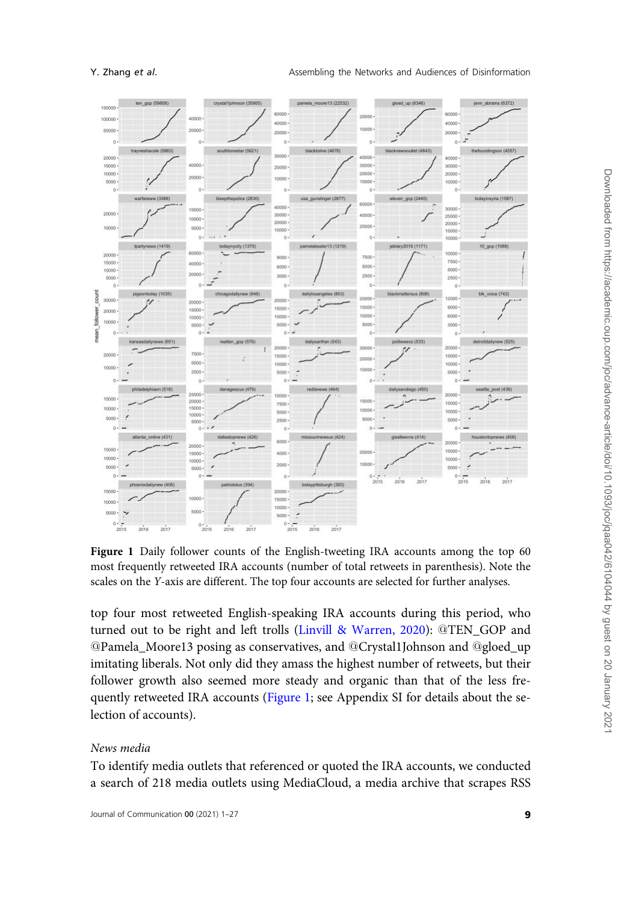**Figure 1** Daily follower counts of the English-tweeting IRA accounts among the top 60 most frequently retweeted IRA accounts (number of total retweets in parenthesis). Note the scales on the *Y*-axis are different. The top four accounts are selected for further analyses.

top four most retweeted English-speaking IRA accounts during this period, who turned out to be right and left trolls (Linvill & Warren, 2020): @TEN_GOP and @Pamela_Moore13 posing as conservatives, and @Crystal1Johnson and @gloed_up imitating liberals. Not only did they amass the highest number of retweets, but their follower growth also seemed more steady and organic than that of the less frequently retweeted IRA accounts (Figure 1; see Appendix SI for details about the selection of accounts).

### *News media*

To identify media outlets that referenced or quoted the IRA accounts, we conducted a search of 218 media outlets using MediaCloud, a media archive that scrapes RSS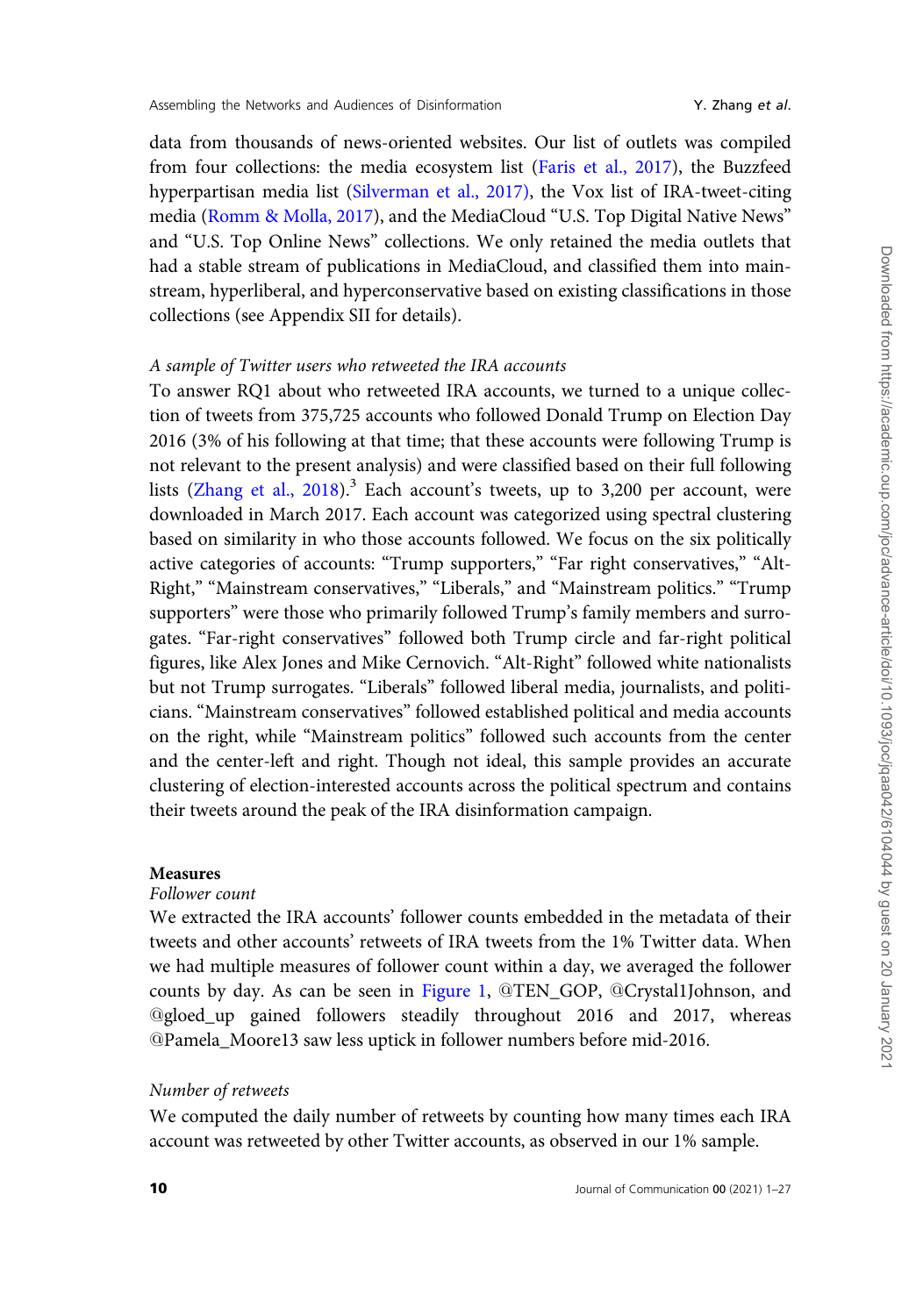data from thousands of news-oriented websites. Our list of outlets was compiled from four collections: the media ecosystem list (Faris et al., 2017), the Buzzfeed hyperpartisan media list (Silverman et al., 2017), the Vox list of IRA-tweet-citing media (Romm & Molla, 2017), and the MediaCloud "U.S. Top Digital Native News" and "U.S. Top Online News" collections. We only retained the media outlets that had a stable stream of publications in MediaCloud, and classified them into mainstream, hyperliberal, and hyperconservative based on existing classifications in those collections (see Appendix SII for details).

*A sample of Twitter users who retweeted the IRA accounts*

To answer RQ1 about who retweeted IRA accounts, we turned to a unique collection of tweets from 375,725 accounts who followed Donald Trump on Election Day 2016 (3% of his following at that time; that these accounts were following Trump is not relevant to the present analysis) and were classified based on their full following lists (Zhang et al., 2018).[3] Each account's tweets, up to 3,200 per account, were downloaded in March 2017. Each account was categorized using spectral clustering based on similarity in who those accounts followed. We focus on the six politically active categories of accounts: "Trump supporters," "Far right conservatives," "Alt-Right," "Mainstream conservatives," "Liberals," and "Mainstream politics." "Trump supporters" were those who primarily followed Trump's family members and surrogates. "Far-right conservatives" followed both Trump circle and far-right political figures, like Alex Jones and Mike Cernovich. "Alt-Right" followed white nationalists but not Trump surrogates. "Liberals" followed liberal media, journalists, and politicians. "Mainstream conservatives" followed established political and media accounts on the right, while "Mainstream politics" followed such accounts from the center and the center-left and right. Though not ideal, this sample provides an accurate clustering of election-interested accounts across the political spectrum and contains their tweets around the peak of the IRA disinformation campaign.

**Measures**

*Follower count*

We extracted the IRA accounts' follower counts embedded in the metadata of their tweets and other accounts' retweets of IRA tweets from the 1% Twitter data. When we had multiple measures of follower count within a day, we averaged the follower counts by day. As can be seen in Figure 1, @TEN_GOP, @Crystal1Johnson, and @gloed_up gained followers steadily throughout 2016 and 2017, whereas @Pamela_Moore13 saw less uptick in follower numbers before mid-2016.

*Number of retweets*

We computed the daily number of retweets by counting how many times each IRA account was retweeted by other Twitter accounts, as observed in our 1% sample.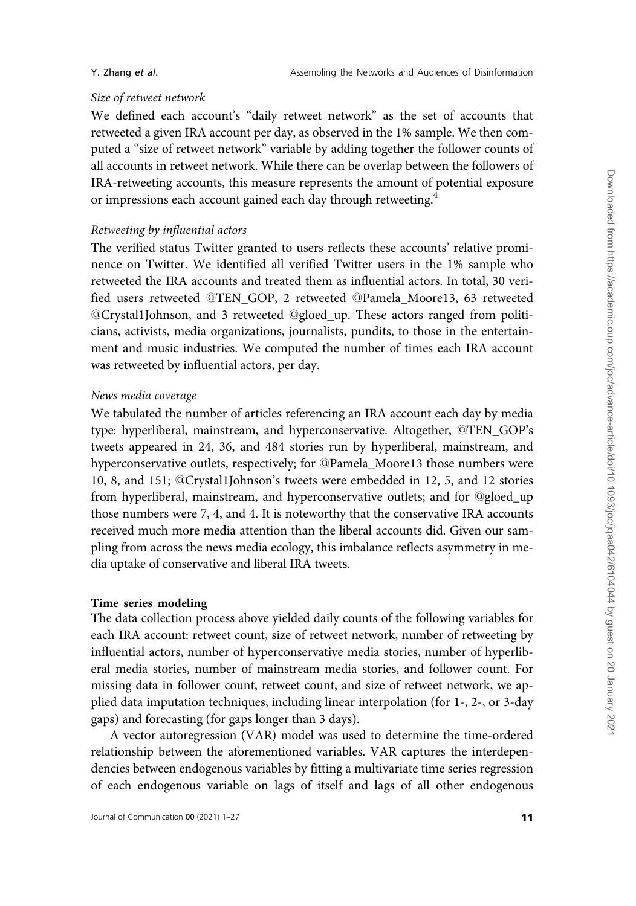*Size of retweet network*

We defined each account's "daily retweet network" as the set of accounts that retweeted a given IRA account per day, as observed in the 1% sample. We then computed a "size of retweet network" variable by adding together the follower counts of all accounts in retweet network. While there can be overlap between the followers of IRA-retweeting accounts, this measure represents the amount of potential exposure or impressions each account gained each day through retweeting.[4]

*Retweeting by influential actors*

The verified status Twitter granted to users reflects these accounts' relative prominence on Twitter. We identified all verified Twitter users in the 1% sample who retweeted the IRA accounts and treated them as influential actors. In total, 30 verified users retweeted @TEN_GOP, 2 retweeted @Pamela_Moore13, 63 retweeted @Crystal1Johnson, and 3 retweeted @gloed_up. These actors ranged from politicians, activists, media organizations, journalists, pundits, to those in the entertainment and music industries. We computed the number of times each IRA account was retweeted by influential actors, per day.

*News media coverage*

We tabulated the number of articles referencing an IRA account each day by media type: hyperliberal, mainstream, and hyperconservative. Altogether, @TEN_GOP's tweets appeared in 24, 36, and 484 stories run by hyperliberal, mainstream, and hyperconservative outlets, respectively; for @Pamela_Moore13 those numbers were 10, 8, and 151; @Crystal1Johnson's tweets were embedded in 12, 5, and 12 stories from hyperliberal, mainstream, and hyperconservative outlets; and for @gloed_up those numbers were 7, 4, and 4. It is noteworthy that the conservative IRA accounts received much more media attention than the liberal accounts did. Given our sampling from across the news media ecology, this imbalance reflects asymmetry in media uptake of conservative and liberal IRA tweets.

**Time series modeling**

The data collection process above yielded daily counts of the following variables for each IRA account: retweet count, size of retweet network, number of retweeting by influential actors, number of hyperconservative media stories, number of hyperliberal media stories, number of mainstream media stories, and follower count. For missing data in follower count, retweet count, and size of retweet network, we applied data imputation techniques, including linear interpolation (for 1-, 2-, or 3-day gaps) and forecasting (for gaps longer than 3 days).

A vector autoregression (VAR) model was used to determine the time-ordered relationship between the aforementioned variables. VAR captures the interdependencies between endogenous variables by fitting a multivariate time series regression of each endogenous variable on lags of itself and lags of all other endogenous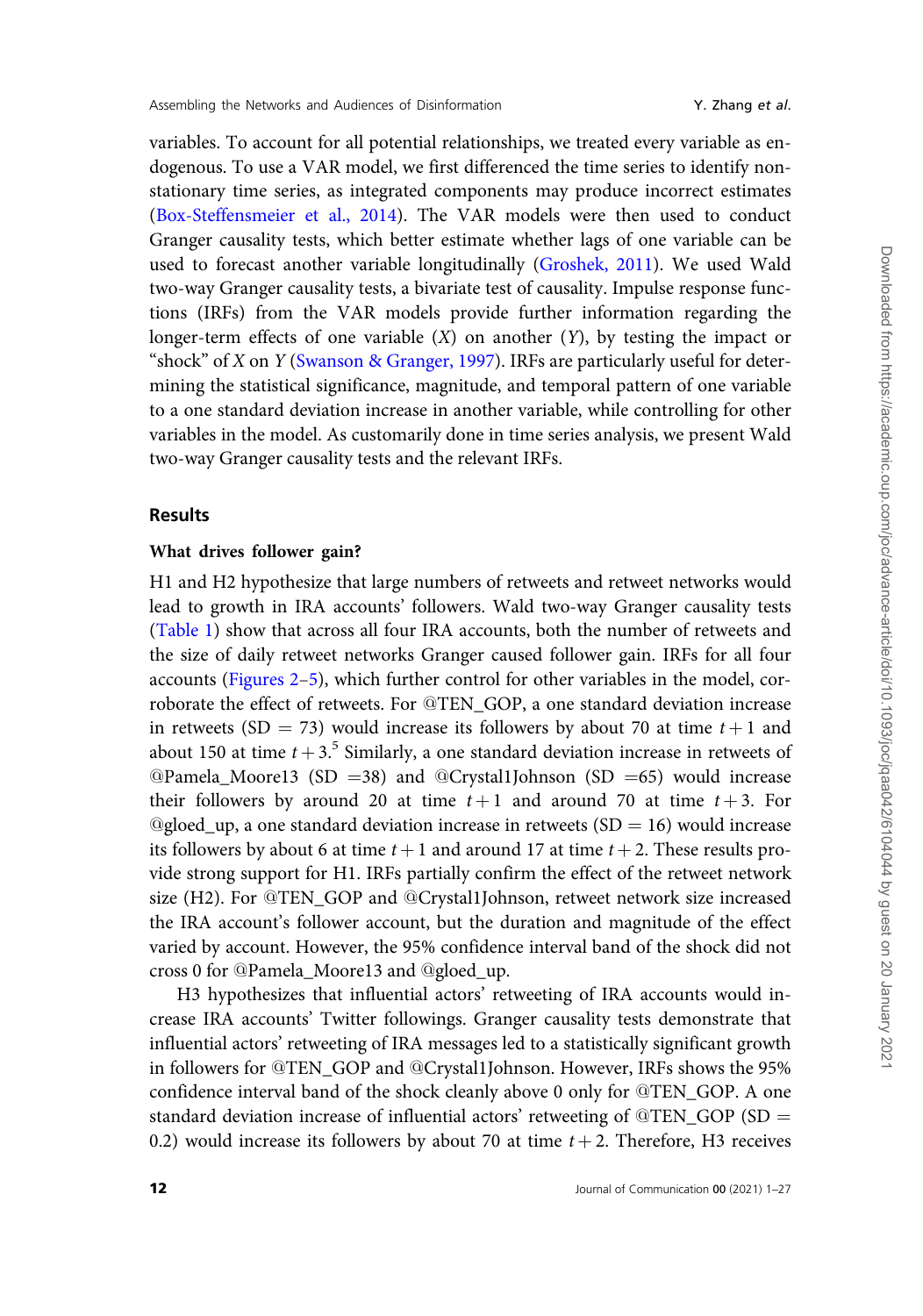variables. To account for all potential relationships, we treated every variable as endogenous. To use a VAR model, we first differenced the time series to identify nonstationary time series, as integrated components may produce incorrect estimates (Box-Steffensmeier et al., 2014). The VAR models were then used to conduct Granger causality tests, which better estimate whether lags of one variable can be used to forecast another variable longitudinally (Groshek, 2011). We used Wald two-way Granger causality tests, a bivariate test of causality. Impulse response functions (IRFs) from the VAR models provide further information regarding the longer-term effects of one variable ($X$) on another ($Y$), by testing the impact or "shock" of $X$ on $Y$ (Swanson & Granger, 1997). IRFs are particularly useful for determining the statistical significance, magnitude, and temporal pattern of one variable to a one standard deviation increase in another variable, while controlling for other variables in the model. As customarily done in time series analysis, we present Wald two-way Granger causality tests and the relevant IRFs.

## Results

### What drives follower gain?

H1 and H2 hypothesize that large numbers of retweets and retweet networks would lead to growth in IRA accounts' followers. Wald two-way Granger causality tests (Table 1) show that across all four IRA accounts, both the number of retweets and the size of daily retweet networks Granger caused follower gain. IRFs for all four accounts (Figures 2–5), which further control for other variables in the model, corroborate the effect of retweets. For @TEN_GOP, a one standard deviation increase in retweets (SD = 73) would increase its followers by about 70 at time $t+1$ and about 150 at time $t+3$.[5] Similarly, a one standard deviation increase in retweets of @Pamela_Moore13 (SD =38) and @Crystal1Johnson (SD =65) would increase their followers by around 20 at time $t+1$ and around 70 at time $t+3$. For @gloed_up, a one standard deviation increase in retweets (SD = 16) would increase its followers by about 6 at time $t+1$ and around 17 at time $t+2$. These results provide strong support for H1. IRFs partially confirm the effect of the retweet network size (H2). For @TEN_GOP and @Crystal1Johnson, retweet network size increased the IRA account's follower account, but the duration and magnitude of the effect varied by account. However, the 95% confidence interval band of the shock did not cross 0 for @Pamela_Moore13 and @gloed_up.

H3 hypothesizes that influential actors' retweeting of IRA accounts would increase IRA accounts' Twitter followings. Granger causality tests demonstrate that influential actors' retweeting of IRA messages led to a statistically significant growth in followers for @TEN_GOP and @Crystal1Johnson. However, IRFs shows the 95% confidence interval band of the shock cleanly above 0 only for @TEN_GOP. A one standard deviation increase of influential actors' retweeting of @TEN_GOP (SD = 0.2) would increase its followers by about 70 at time $t+2$. Therefore, H3 receives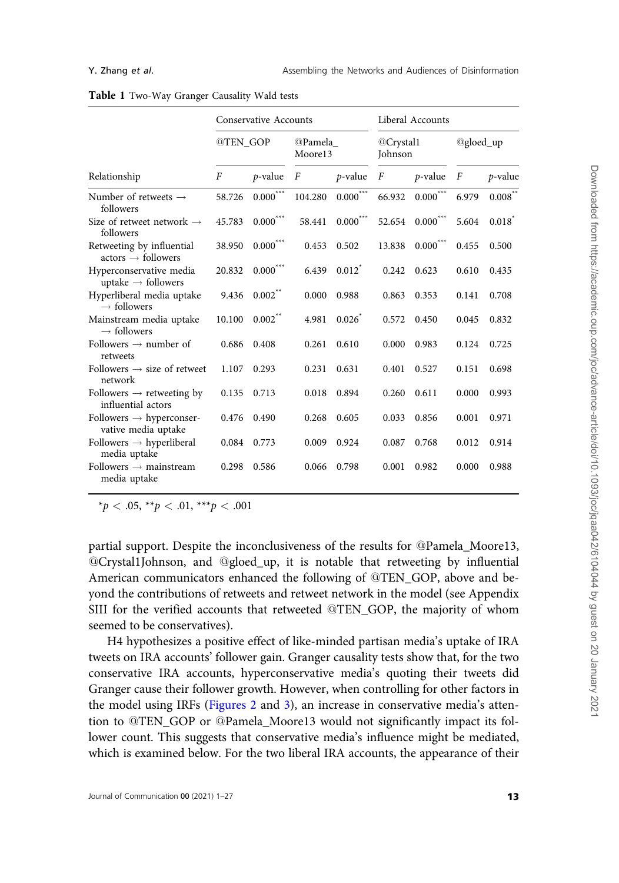**Table 1** Two-Way Granger Causality Wald tests

| | Conservative Accounts | | | | Liberal Accounts | | | |
|---|---|---|---|---|---|---|---|---|
| | @TEN_GOP | | @Pamela_Moore13 | | @Crystal1Johnson | | @gloed_up | |
| Relationship | *F* | *p*-value | *F* | *p*-value | *F* | *p*-value | *F* | *p*-value |
| Number of retweets → followers | 58.726 | 0.000*** | 104.280 | 0.000*** | 66.932 | 0.000*** | 6.979 | 0.008** |
| Size of retweet network → followers | 45.783 | 0.000*** | 58.441 | 0.000*** | 52.654 | 0.000*** | 5.604 | 0.018* |
| Retweeting by influential actors → followers | 38.950 | 0.000*** | 0.453 | 0.502 | 13.838 | 0.000*** | 0.455 | 0.500 |
| Hyperconservative media uptake → followers | 20.832 | 0.000*** | 6.439 | 0.012* | 0.242 | 0.623 | 0.610 | 0.435 |
| Hyperliberal media uptake → followers | 9.436 | 0.002** | 0.000 | 0.988 | 0.863 | 0.353 | 0.141 | 0.708 |
| Mainstream media uptake → followers | 10.100 | 0.002** | 4.981 | 0.026* | 0.572 | 0.450 | 0.045 | 0.832 |
| Followers → number of retweets | 0.686 | 0.408 | 0.261 | 0.610 | 0.000 | 0.983 | 0.124 | 0.725 |
| Followers → size of retweet network | 1.107 | 0.293 | 0.231 | 0.631 | 0.401 | 0.527 | 0.151 | 0.698 |
| Followers → retweeting by influential actors | 0.135 | 0.713 | 0.018 | 0.894 | 0.260 | 0.611 | 0.000 | 0.993 |
| Followers → hyperconservative media uptake | 0.476 | 0.490 | 0.268 | 0.605 | 0.033 | 0.856 | 0.001 | 0.971 |
| Followers → hyperliberal media uptake | 0.084 | 0.773 | 0.009 | 0.924 | 0.087 | 0.768 | 0.012 | 0.914 |
| Followers → mainstream media uptake | 0.298 | 0.586 | 0.066 | 0.798 | 0.001 | 0.982 | 0.000 | 0.988 |

*$p < .05$, **$p < .01$, ***$p < .001$

partial support. Despite the inconclusiveness of the results for @Pamela_Moore13, @Crystal1Johnson, and @gloed_up, it is notable that retweeting by influential American communicators enhanced the following of @TEN_GOP, above and beyond the contributions of retweets and retweet network in the model (see Appendix SIII for the verified accounts that retweeted @TEN_GOP, the majority of whom seemed to be conservatives).

H4 hypothesizes a positive effect of like-minded partisan media's uptake of IRA tweets on IRA accounts' follower gain. Granger causality tests show that, for the two conservative IRA accounts, hyperconservative media's quoting their tweets did Granger cause their follower growth. However, when controlling for other factors in the model using IRFs (Figures 2 and 3), an increase in conservative media's attention to @TEN_GOP or @Pamela_Moore13 would not significantly impact its follower count. This suggests that conservative media's influence might be mediated, which is examined below. For the two liberal IRA accounts, the appearance of their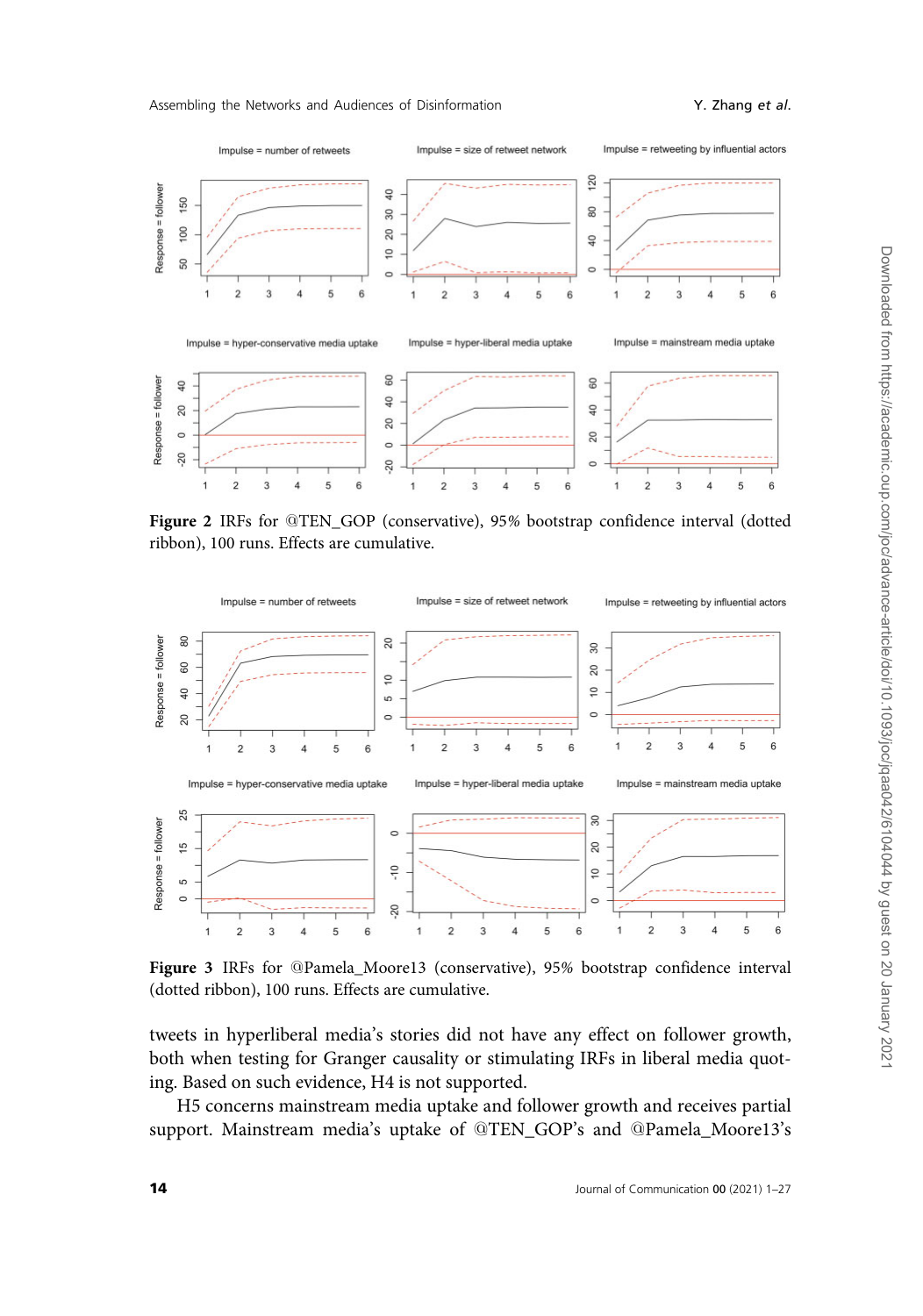Figure 2 IRFs for @TEN_GOP (conservative), 95% bootstrap confidence interval (dotted ribbon), 100 runs. Effects are cumulative.

Figure 3 IRFs for @Pamela_Moore13 (conservative), 95% bootstrap confidence interval (dotted ribbon), 100 runs. Effects are cumulative.

tweets in hyperliberal media's stories did not have any effect on follower growth, both when testing for Granger causality or stimulating IRFs in liberal media quoting. Based on such evidence, H4 is not supported.

H5 concerns mainstream media uptake and follower growth and receives partial support. Mainstream media's uptake of @TEN_GOP's and @Pamela_Moore13's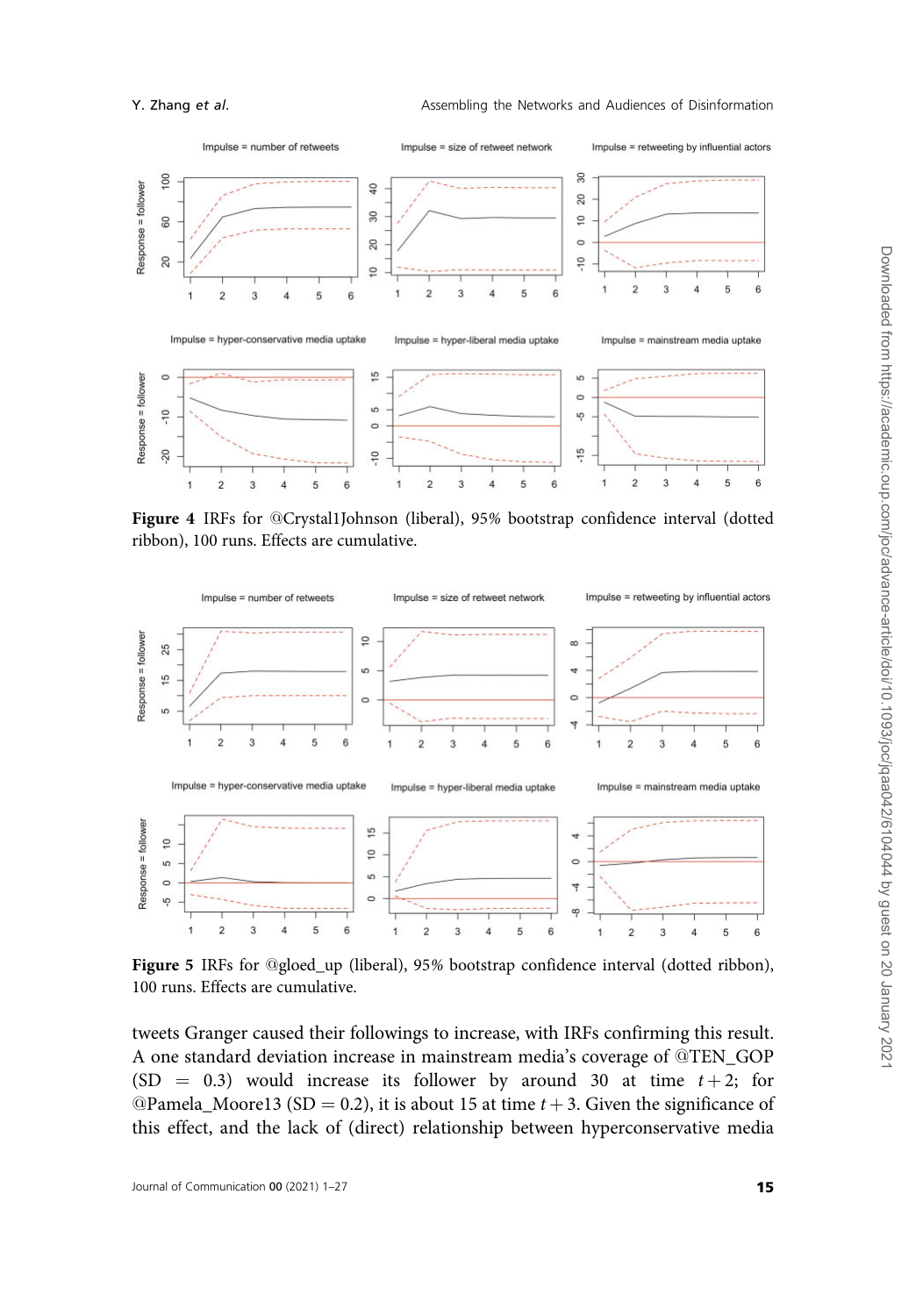**Figure 4** IRFs for @Crystal1Johnson (liberal), 95% bootstrap confidence interval (dotted ribbon), 100 runs. Effects are cumulative.

**Figure 5** IRFs for @gloed_up (liberal), 95% bootstrap confidence interval (dotted ribbon), 100 runs. Effects are cumulative.

tweets Granger caused their followings to increase, with IRFs confirming this result. A one standard deviation increase in mainstream media's coverage of @TEN_GOP (SD = 0.3) would increase its follower by around 30 at time $t+2$; for @Pamela_Moore13 (SD = 0.2), it is about 15 at time $t+3$. Given the significance of this effect, and the lack of (direct) relationship between hyperconservative media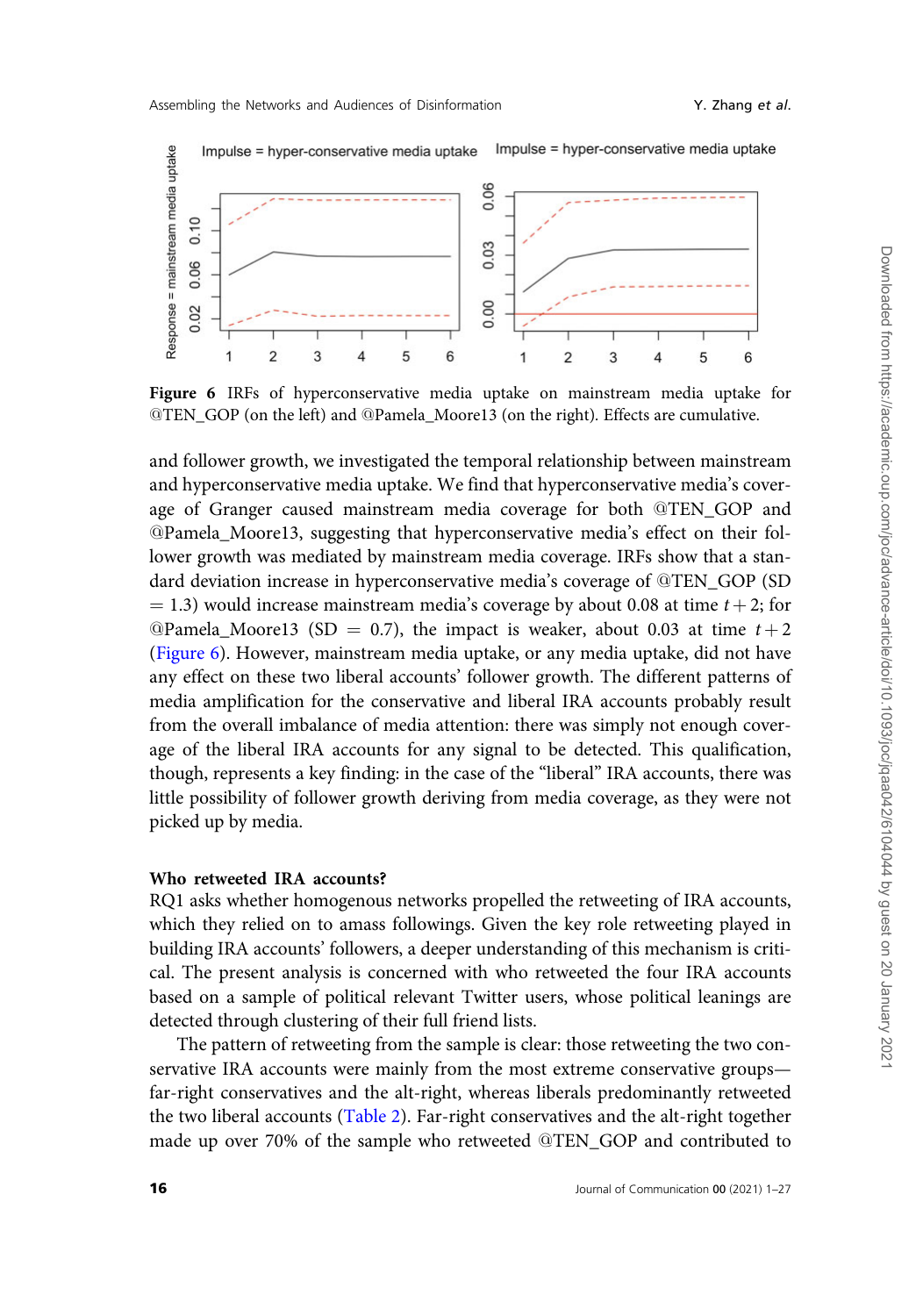Figure 6 IRFs of hyperconservative media uptake on mainstream media uptake for @TEN_GOP (on the left) and @Pamela_Moore13 (on the right). Effects are cumulative.

and follower growth, we investigated the temporal relationship between mainstream and hyperconservative media uptake. We find that hyperconservative media's coverage of Granger caused mainstream media coverage for both @TEN_GOP and @Pamela_Moore13, suggesting that hyperconservative media's effect on their follower growth was mediated by mainstream media coverage. IRFs show that a standard deviation increase in hyperconservative media's coverage of @TEN_GOP (SD = 1.3) would increase mainstream media's coverage by about 0.08 at time $t+2$; for @Pamela_Moore13 (SD = 0.7), the impact is weaker, about 0.03 at time $t+2$ (Figure 6). However, mainstream media uptake, or any media uptake, did not have any effect on these two liberal accounts' follower growth. The different patterns of media amplification for the conservative and liberal IRA accounts probably result from the overall imbalance of media attention: there was simply not enough coverage of the liberal IRA accounts for any signal to be detected. This qualification, though, represents a key finding: in the case of the "liberal" IRA accounts, there was little possibility of follower growth deriving from media coverage, as they were not picked up by media.

### Who retweeted IRA accounts?

RQ1 asks whether homogenous networks propelled the retweeting of IRA accounts, which they relied on to amass followings. Given the key role retweeting played in building IRA accounts' followers, a deeper understanding of this mechanism is critical. The present analysis is concerned with who retweeted the four IRA accounts based on a sample of political relevant Twitter users, whose political leanings are detected through clustering of their full friend lists.

The pattern of retweeting from the sample is clear: those retweeting the two conservative IRA accounts were mainly from the most extreme conservative groups—far-right conservatives and the alt-right, whereas liberals predominantly retweeted the two liberal accounts (Table 2). Far-right conservatives and the alt-right together made up over 70% of the sample who retweeted @TEN_GOP and contributed to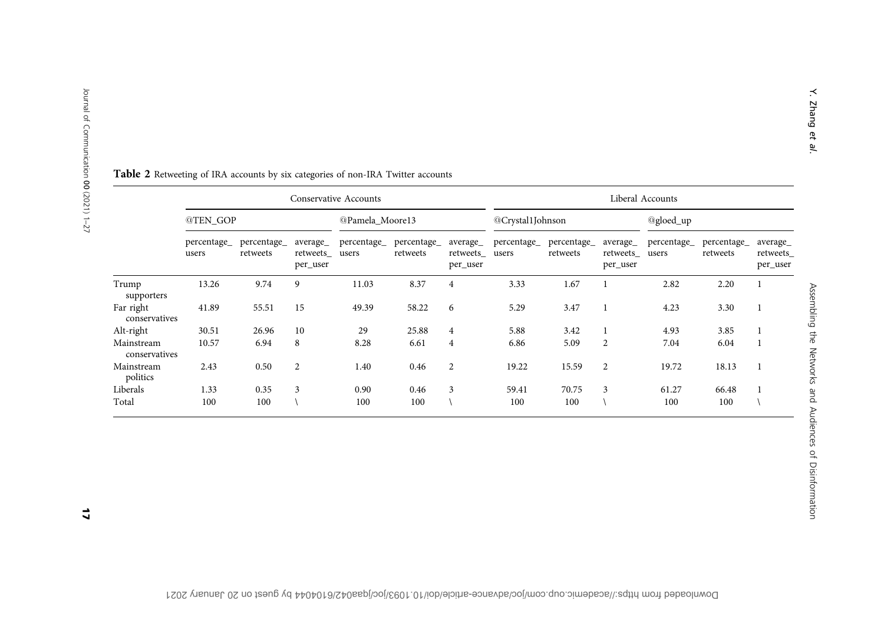**Table 2** Retweeting of IRA accounts by six categories of non-IRA Twitter accounts

| | Conservative Accounts | | | | | | Liberal Accounts | | | | | |
|---|---|---|---|---|---|---|---|---|---|---|---|---|
| | @TEN_GOP | | | @Pamela_Moore13 | | | @Crystal1Johnson | | | @gloed_up | | |
| | percentage_users | percentage_retweets | average_retweets_per_user | percentage_users | percentage_retweets | average_retweets_per_user | percentage_users | percentage_retweets | average_retweets_per_user | percentage_users | percentage_retweets | average_retweets_per_user |
| Trump supporters | 13.26 | 9.74 | 9 | 11.03 | 8.37 | 4 | 3.33 | 1.67 | 1 | 2.82 | 2.20 | 1 |
| Far right conservatives | 41.89 | 55.51 | 15 | 49.39 | 58.22 | 6 | 5.29 | 3.47 | 1 | 4.23 | 3.30 | 1 |
| Alt-right | 30.51 | 26.96 | 10 | 29 | 25.88 | 4 | 5.88 | 3.42 | 1 | 4.93 | 3.85 | 1 |
| Mainstream conservatives | 10.57 | 6.94 | 8 | 8.28 | 6.61 | 4 | 6.86 | 5.09 | 2 | 7.04 | 6.04 | 1 |
| Mainstream politics | 2.43 | 0.50 | 2 | 1.40 | 0.46 | 2 | 19.22 | 15.59 | 2 | 19.72 | 18.13 | 1 |
| Liberals | 1.33 | 0.35 | 3 | 0.90 | 0.46 | 3 | 59.41 | 70.75 | 3 | 61.27 | 66.48 | 1 |
| Total | 100 | 100 | \ | 100 | 100 | \ | 100 | 100 | \ | 100 | 100 | \ |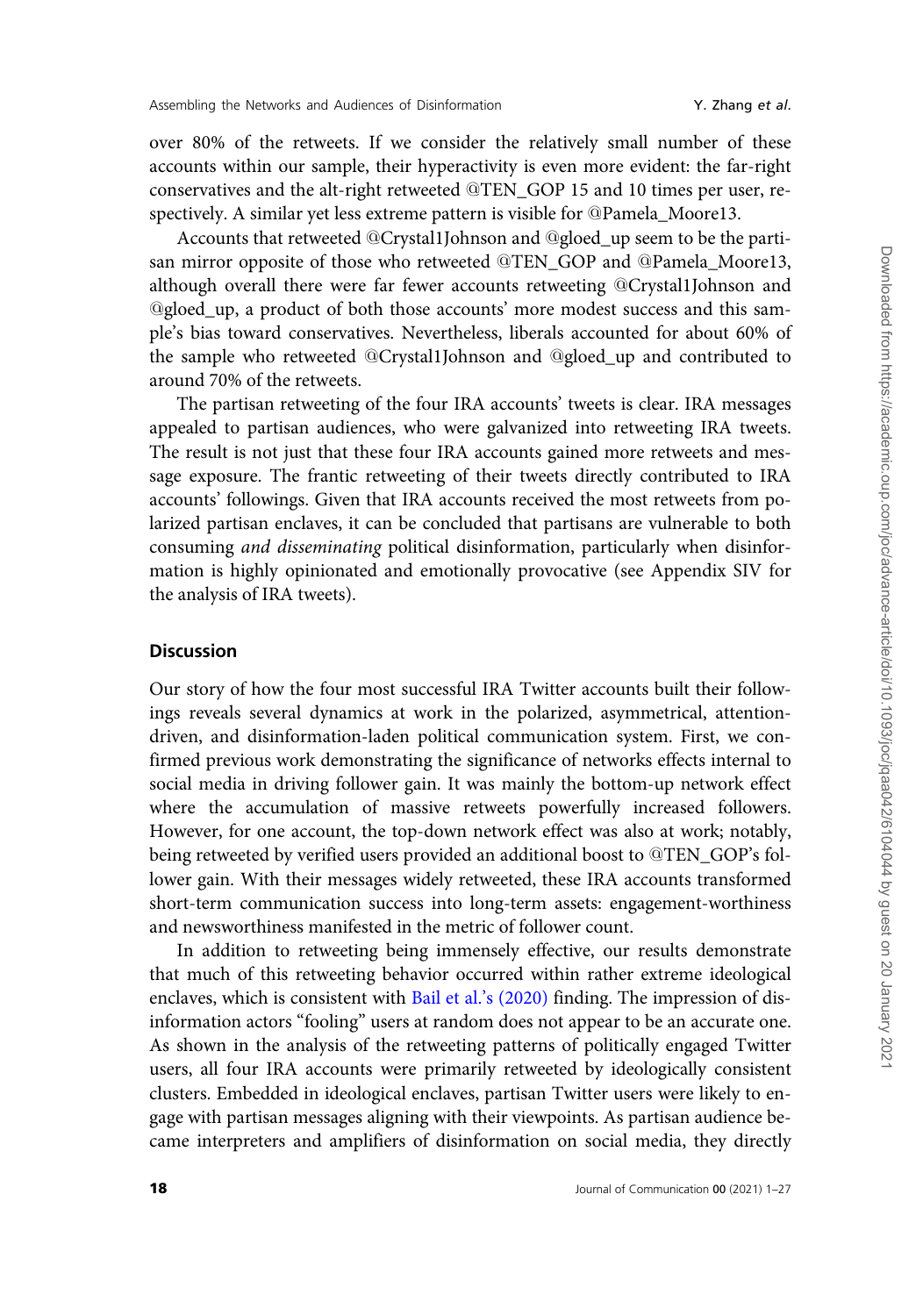over 80% of the retweets. If we consider the relatively small number of these accounts within our sample, their hyperactivity is even more evident: the far-right conservatives and the alt-right retweeted @TEN_GOP 15 and 10 times per user, respectively. A similar yet less extreme pattern is visible for @Pamela_Moore13.

Accounts that retweeted @Crystal1Johnson and @gloed_up seem to be the partisan mirror opposite of those who retweeted @TEN_GOP and @Pamela_Moore13, although overall there were far fewer accounts retweeting @Crystal1Johnson and @gloed_up, a product of both those accounts' more modest success and this sample's bias toward conservatives. Nevertheless, liberals accounted for about 60% of the sample who retweeted @Crystal1Johnson and @gloed_up and contributed to around 70% of the retweets.

The partisan retweeting of the four IRA accounts' tweets is clear. IRA messages appealed to partisan audiences, who were galvanized into retweeting IRA tweets. The result is not just that these four IRA accounts gained more retweets and message exposure. The frantic retweeting of their tweets directly contributed to IRA accounts' followings. Given that IRA accounts received the most retweets from polarized partisan enclaves, it can be concluded that partisans are vulnerable to both consuming *and disseminating* political disinformation, particularly when disinformation is highly opinionated and emotionally provocative (see Appendix SIV for the analysis of IRA tweets).

## Discussion

Our story of how the four most successful IRA Twitter accounts built their followings reveals several dynamics at work in the polarized, asymmetrical, attention-driven, and disinformation-laden political communication system. First, we confirmed previous work demonstrating the significance of networks effects internal to social media in driving follower gain. It was mainly the bottom-up network effect where the accumulation of massive retweets powerfully increased followers. However, for one account, the top-down network effect was also at work; notably, being retweeted by verified users provided an additional boost to @TEN_GOP's follower gain. With their messages widely retweeted, these IRA accounts transformed short-term communication success into long-term assets: engagement-worthiness and newsworthiness manifested in the metric of follower count.

In addition to retweeting being immensely effective, our results demonstrate that much of this retweeting behavior occurred within rather extreme ideological enclaves, which is consistent with Bail et al.'s (2020) finding. The impression of disinformation actors "fooling" users at random does not appear to be an accurate one. As shown in the analysis of the retweeting patterns of politically engaged Twitter users, all four IRA accounts were primarily retweeted by ideologically consistent clusters. Embedded in ideological enclaves, partisan Twitter users were likely to engage with partisan messages aligning with their viewpoints. As partisan audience became interpreters and amplifiers of disinformation on social media, they directly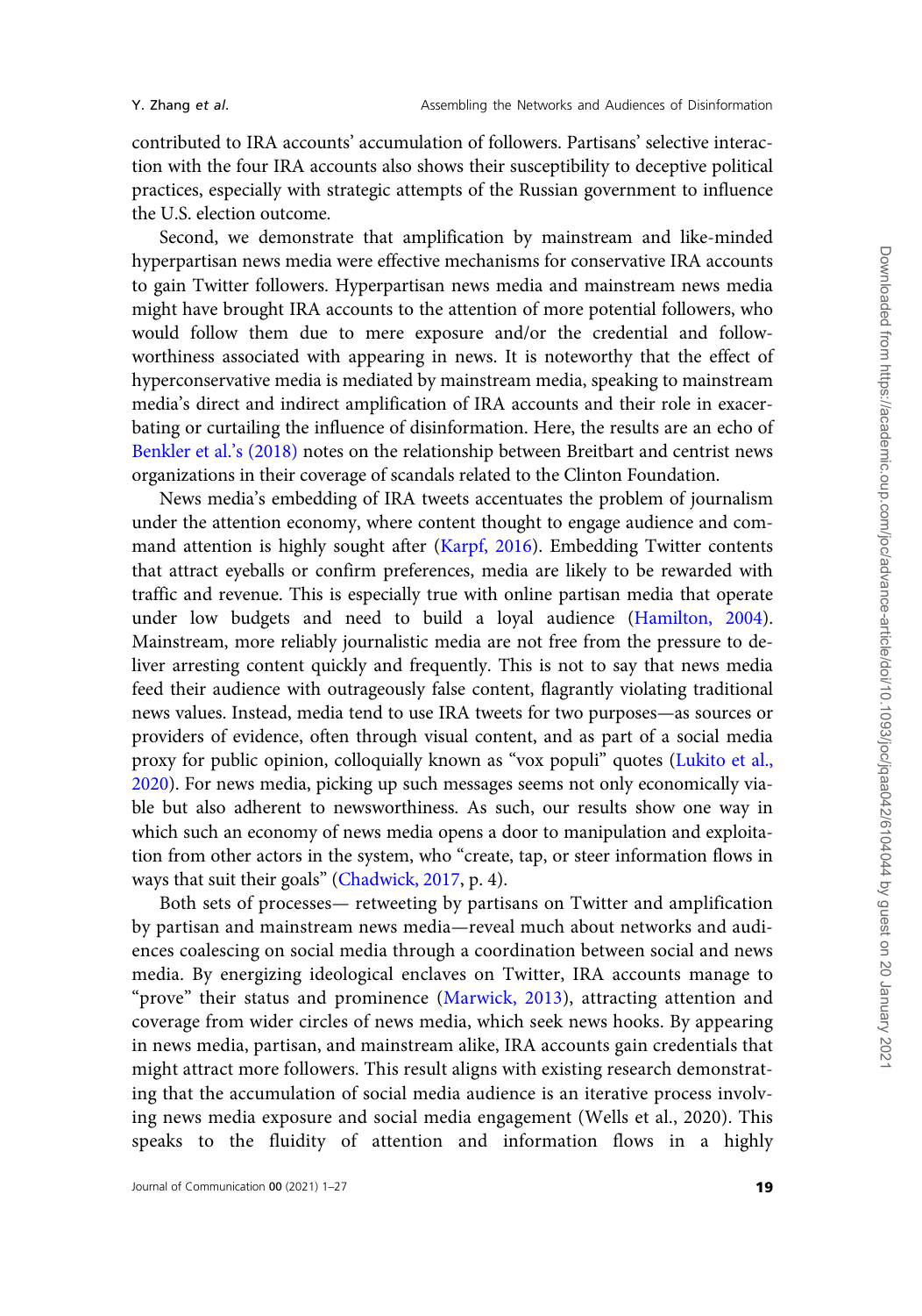contributed to IRA accounts' accumulation of followers. Partisans' selective interaction with the four IRA accounts also shows their susceptibility to deceptive political practices, especially with strategic attempts of the Russian government to influence the U.S. election outcome.

Second, we demonstrate that amplification by mainstream and like-minded hyperpartisan news media were effective mechanisms for conservative IRA accounts to gain Twitter followers. Hyperpartisan news media and mainstream news media might have brought IRA accounts to the attention of more potential followers, who would follow them due to mere exposure and/or the credential and follow-worthiness associated with appearing in news. It is noteworthy that the effect of hyperconservative media is mediated by mainstream media, speaking to mainstream media's direct and indirect amplification of IRA accounts and their role in exacerbating or curtailing the influence of disinformation. Here, the results are an echo of Benkler et al.'s (2018) notes on the relationship between Breitbart and centrist news organizations in their coverage of scandals related to the Clinton Foundation.

News media's embedding of IRA tweets accentuates the problem of journalism under the attention economy, where content thought to engage audience and command attention is highly sought after (Karpf, 2016). Embedding Twitter contents that attract eyeballs or confirm preferences, media are likely to be rewarded with traffic and revenue. This is especially true with online partisan media that operate under low budgets and need to build a loyal audience (Hamilton, 2004). Mainstream, more reliably journalistic media are not free from the pressure to deliver arresting content quickly and frequently. This is not to say that news media feed their audience with outrageously false content, flagrantly violating traditional news values. Instead, media tend to use IRA tweets for two purposes—as sources or providers of evidence, often through visual content, and as part of a social media proxy for public opinion, colloquially known as "vox populi" quotes (Lukito et al., 2020). For news media, picking up such messages seems not only economically viable but also adherent to newsworthiness. As such, our results show one way in which such an economy of news media opens a door to manipulation and exploitation from other actors in the system, who "create, tap, or steer information flows in ways that suit their goals" (Chadwick, 2017, p. 4).

Both sets of processes— retweeting by partisans on Twitter and amplification by partisan and mainstream news media—reveal much about networks and audiences coalescing on social media through a coordination between social and news media. By energizing ideological enclaves on Twitter, IRA accounts manage to "prove" their status and prominence (Marwick, 2013), attracting attention and coverage from wider circles of news media, which seek news hooks. By appearing in news media, partisan, and mainstream alike, IRA accounts gain credentials that might attract more followers. This result aligns with existing research demonstrating that the accumulation of social media audience is an iterative process involving news media exposure and social media engagement (Wells et al., 2020). This speaks to the fluidity of attention and information flows in a highly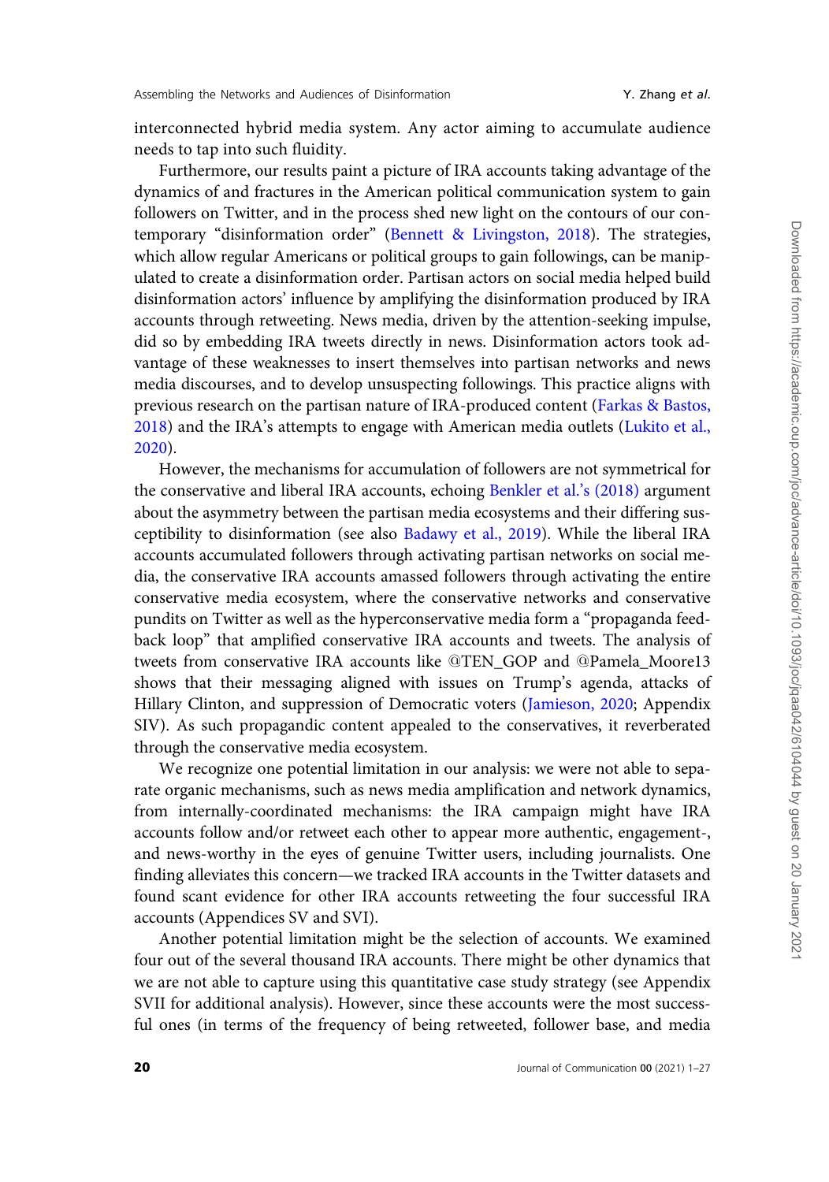interconnected hybrid media system. Any actor aiming to accumulate audience needs to tap into such fluidity.

Furthermore, our results paint a picture of IRA accounts taking advantage of the dynamics of and fractures in the American political communication system to gain followers on Twitter, and in the process shed new light on the contours of our contemporary "disinformation order" (Bennett & Livingston, 2018). The strategies, which allow regular Americans or political groups to gain followings, can be manipulated to create a disinformation order. Partisan actors on social media helped build disinformation actors' influence by amplifying the disinformation produced by IRA accounts through retweeting. News media, driven by the attention-seeking impulse, did so by embedding IRA tweets directly in news. Disinformation actors took advantage of these weaknesses to insert themselves into partisan networks and news media discourses, and to develop unsuspecting followings. This practice aligns with previous research on the partisan nature of IRA-produced content (Farkas & Bastos, 2018) and the IRA's attempts to engage with American media outlets (Lukito et al., 2020).

However, the mechanisms for accumulation of followers are not symmetrical for the conservative and liberal IRA accounts, echoing Benkler et al.'s (2018) argument about the asymmetry between the partisan media ecosystems and their differing susceptibility to disinformation (see also Badawy et al., 2019). While the liberal IRA accounts accumulated followers through activating partisan networks on social media, the conservative IRA accounts amassed followers through activating the entire conservative media ecosystem, where the conservative networks and conservative pundits on Twitter as well as the hyperconservative media form a "propaganda feedback loop" that amplified conservative IRA accounts and tweets. The analysis of tweets from conservative IRA accounts like @TEN_GOP and @Pamela_Moore13 shows that their messaging aligned with issues on Trump's agenda, attacks of Hillary Clinton, and suppression of Democratic voters (Jamieson, 2020; Appendix SIV). As such propagandic content appealed to the conservatives, it reverberated through the conservative media ecosystem.

We recognize one potential limitation in our analysis: we were not able to separate organic mechanisms, such as news media amplification and network dynamics, from internally-coordinated mechanisms: the IRA campaign might have IRA accounts follow and/or retweet each other to appear more authentic, engagement-, and news-worthy in the eyes of genuine Twitter users, including journalists. One finding alleviates this concern—we tracked IRA accounts in the Twitter datasets and found scant evidence for other IRA accounts retweeting the four successful IRA accounts (Appendices SV and SVI).

Another potential limitation might be the selection of accounts. We examined four out of the several thousand IRA accounts. There might be other dynamics that we are not able to capture using this quantitative case study strategy (see Appendix SVII for additional analysis). However, since these accounts were the most successful ones (in terms of the frequency of being retweeted, follower base, and media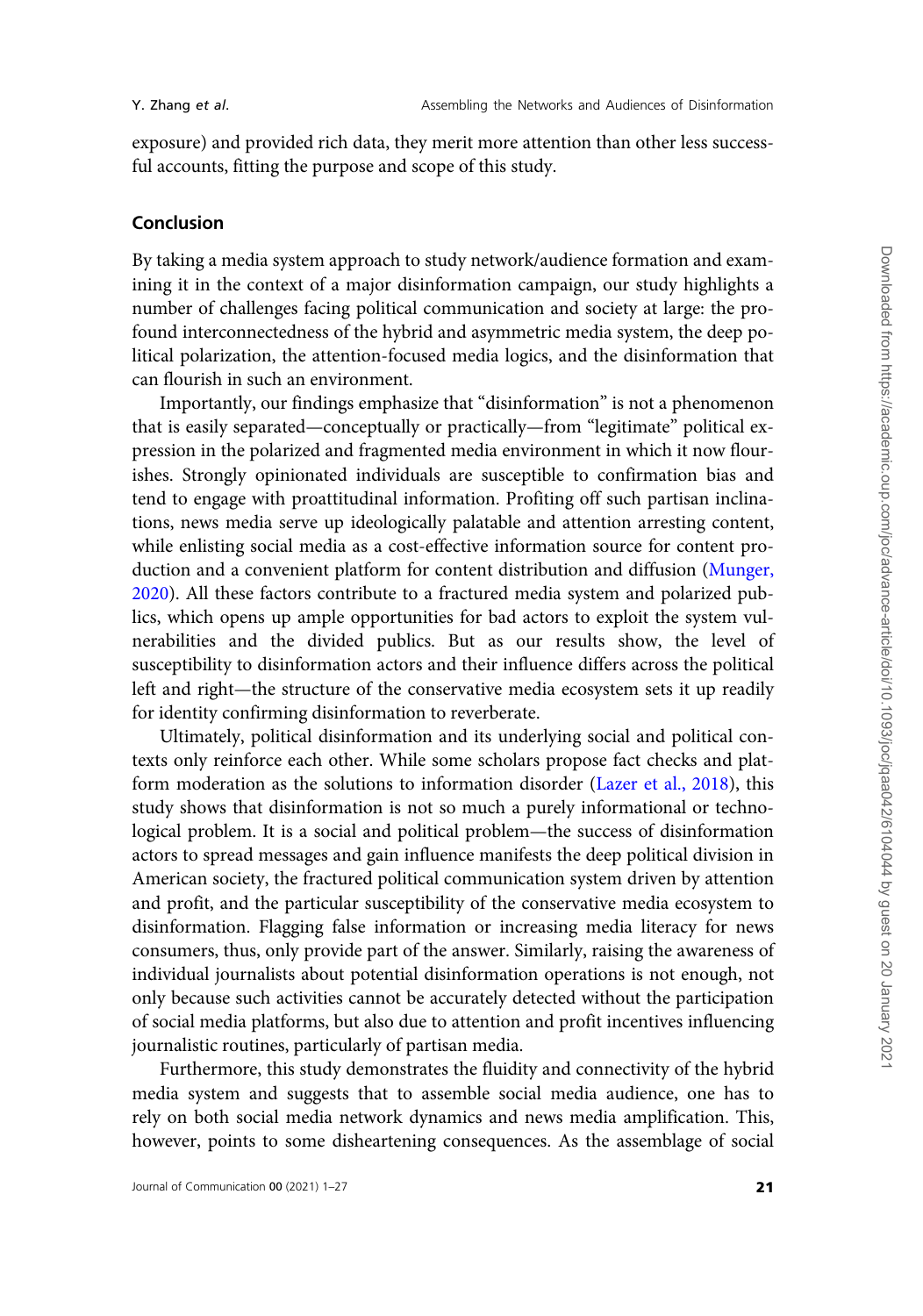exposure) and provided rich data, they merit more attention than other less successful accounts, fitting the purpose and scope of this study.

## Conclusion

By taking a media system approach to study network/audience formation and examining it in the context of a major disinformation campaign, our study highlights a number of challenges facing political communication and society at large: the profound interconnectedness of the hybrid and asymmetric media system, the deep political polarization, the attention-focused media logics, and the disinformation that can flourish in such an environment.

Importantly, our findings emphasize that "disinformation" is not a phenomenon that is easily separated—conceptually or practically—from "legitimate" political expression in the polarized and fragmented media environment in which it now flourishes. Strongly opinionated individuals are susceptible to confirmation bias and tend to engage with proattitudinal information. Profiting off such partisan inclinations, news media serve up ideologically palatable and attention arresting content, while enlisting social media as a cost-effective information source for content production and a convenient platform for content distribution and diffusion (Munger, 2020). All these factors contribute to a fractured media system and polarized publics, which opens up ample opportunities for bad actors to exploit the system vulnerabilities and the divided publics. But as our results show, the level of susceptibility to disinformation actors and their influence differs across the political left and right—the structure of the conservative media ecosystem sets it up readily for identity confirming disinformation to reverberate.

Ultimately, political disinformation and its underlying social and political contexts only reinforce each other. While some scholars propose fact checks and platform moderation as the solutions to information disorder (Lazer et al., 2018), this study shows that disinformation is not so much a purely informational or technological problem. It is a social and political problem—the success of disinformation actors to spread messages and gain influence manifests the deep political division in American society, the fractured political communication system driven by attention and profit, and the particular susceptibility of the conservative media ecosystem to disinformation. Flagging false information or increasing media literacy for news consumers, thus, only provide part of the answer. Similarly, raising the awareness of individual journalists about potential disinformation operations is not enough, not only because such activities cannot be accurately detected without the participation of social media platforms, but also due to attention and profit incentives influencing journalistic routines, particularly of partisan media.

Furthermore, this study demonstrates the fluidity and connectivity of the hybrid media system and suggests that to assemble social media audience, one has to rely on both social media network dynamics and news media amplification. This, however, points to some disheartening consequences. As the assemblage of social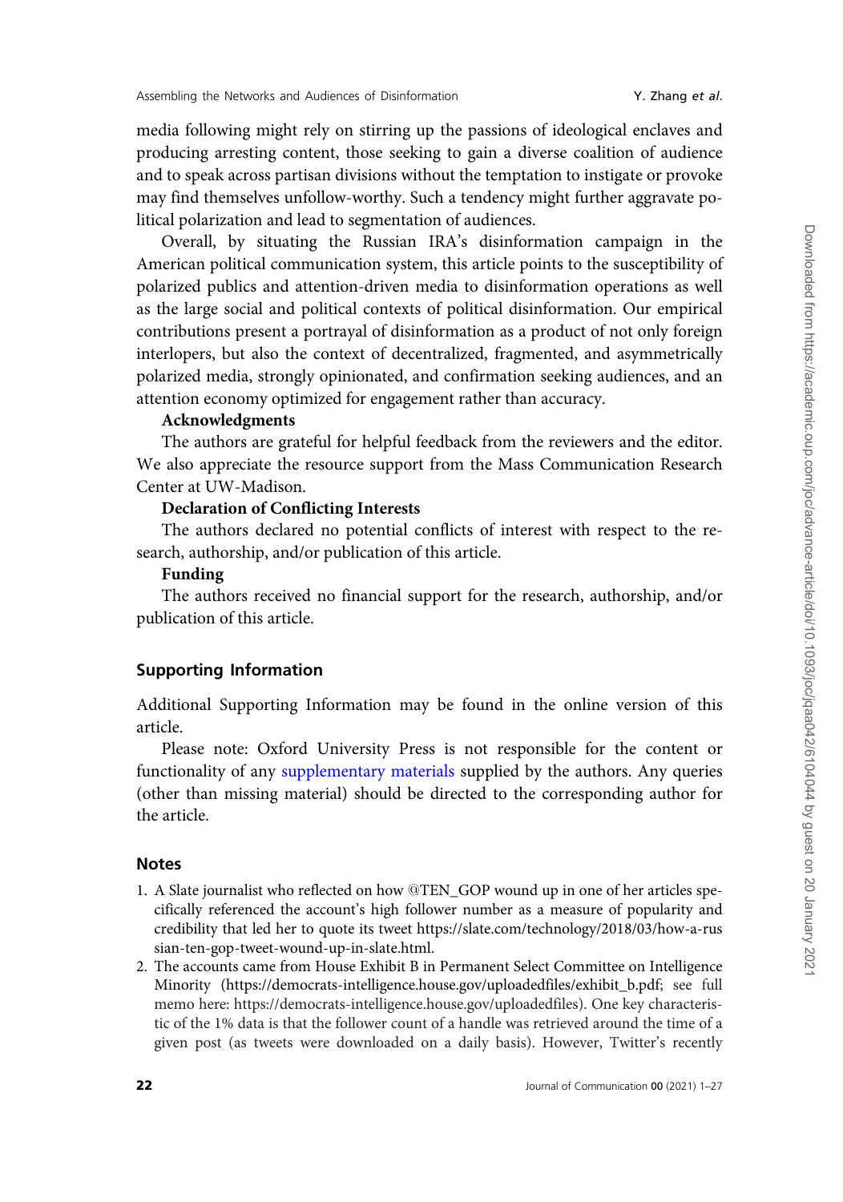media following might rely on stirring up the passions of ideological enclaves and producing arresting content, those seeking to gain a diverse coalition of audience and to speak across partisan divisions without the temptation to instigate or provoke may find themselves unfollow-worthy. Such a tendency might further aggravate political polarization and lead to segmentation of audiences.

Overall, by situating the Russian IRA's disinformation campaign in the American political communication system, this article points to the susceptibility of polarized publics and attention-driven media to disinformation operations as well as the large social and political contexts of political disinformation. Our empirical contributions present a portrayal of disinformation as a product of not only foreign interlopers, but also the context of decentralized, fragmented, and asymmetrically polarized media, strongly opinionated, and confirmation seeking audiences, and an attention economy optimized for engagement rather than accuracy.

**Acknowledgments**

The authors are grateful for helpful feedback from the reviewers and the editor. We also appreciate the resource support from the Mass Communication Research Center at UW-Madison.

**Declaration of Conflicting Interests**

The authors declared no potential conflicts of interest with respect to the research, authorship, and/or publication of this article.

**Funding**

The authors received no financial support for the research, authorship, and/or publication of this article.

## Supporting Information

Additional Supporting Information may be found in the online version of this article.

Please note: Oxford University Press is not responsible for the content or functionality of any supplementary materials supplied by the authors. Any queries (other than missing material) should be directed to the corresponding author for the article.

## Notes

1. A Slate journalist who reflected on how @TEN_GOP wound up in one of her articles specifically referenced the account's high follower number as a measure of popularity and credibility that led her to quote its tweet https://slate.com/technology/2018/03/how-a-russian-ten-gop-tweet-wound-up-in-slate.html.
2. The accounts came from House Exhibit B in Permanent Select Committee on Intelligence Minority (https://democrats-intelligence.house.gov/uploadedfiles/exhibit_b.pdf; see full memo here: https://democrats-intelligence.house.gov/uploadedfiles). One key characteristic of the 1% data is that the follower count of a handle was retrieved around the time of a given post (as tweets were downloaded on a daily basis). However, Twitter's recently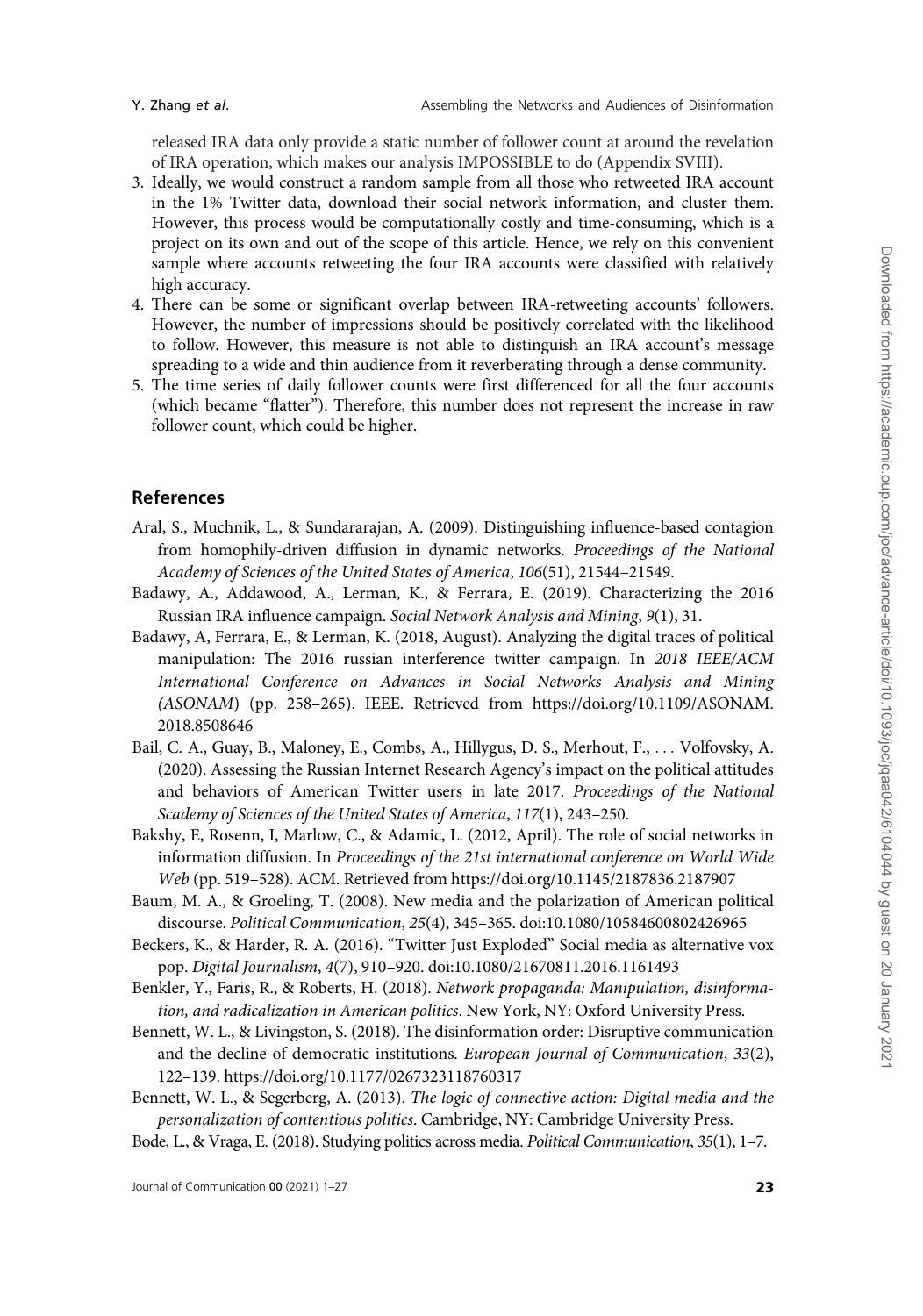released IRA data only provide a static number of follower count at around the revelation of IRA operation, which makes our analysis IMPOSSIBLE to do (Appendix SVIII).

3. Ideally, we would construct a random sample from all those who retweeted IRA account in the 1% Twitter data, download their social network information, and cluster them. However, this process would be computationally costly and time-consuming, which is a project on its own and out of the scope of this article. Hence, we rely on this convenient sample where accounts retweeting the four IRA accounts were classified with relatively high accuracy.
4. There can be some or significant overlap between IRA-retweeting accounts' followers. However, the number of impressions should be positively correlated with the likelihood to follow. However, this measure is not able to distinguish an IRA account's message spreading to a wide and thin audience from it reverberating through a dense community.
5. The time series of daily follower counts were first differenced for all the four accounts (which became "flatter"). Therefore, this number does not represent the increase in raw follower count, which could be higher.

## References

Aral, S., Muchnik, L., & Sundararajan, A. (2009). Distinguishing influence-based contagion from homophily-driven diffusion in dynamic networks. *Proceedings of the National Academy of Sciences of the United States of America*, *106*(51), 21544–21549.

Badawy, A., Addawood, A., Lerman, K., & Ferrara, E. (2019). Characterizing the 2016 Russian IRA influence campaign. *Social Network Analysis and Mining*, *9*(1), 31.

Badawy, A, Ferrara, E., & Lerman, K. (2018, August). Analyzing the digital traces of political manipulation: The 2016 russian interference twitter campaign. In *2018 IEEE/ACM International Conference on Advances in Social Networks Analysis and Mining (ASONAM)* (pp. 258–265). IEEE. Retrieved from https://doi.org/10.1109/ASONAM.2018.8508646

Bail, C. A., Guay, B., Maloney, E., Combs, A., Hillygus, D. S., Merhout, F., ... Volfovsky, A. (2020). Assessing the Russian Internet Research Agency's impact on the political attitudes and behaviors of American Twitter users in late 2017. *Proceedings of the National Scademy of Sciences of the United States of America*, *117*(1), 243–250.

Bakshy, E, Rosenn, I, Marlow, C., & Adamic, L. (2012, April). The role of social networks in information diffusion. In *Proceedings of the 21st international conference on World Wide Web* (pp. 519–528). ACM. Retrieved from https://doi.org/10.1145/2187836.2187907

Baum, M. A., & Groeling, T. (2008). New media and the polarization of American political discourse. *Political Communication*, *25*(4), 345–365. doi:10.1080/10584600802426965

Beckers, K., & Harder, R. A. (2016). "Twitter Just Exploded" Social media as alternative vox pop. *Digital Journalism*, *4*(7), 910–920. doi:10.1080/21670811.2016.1161493

Benkler, Y., Faris, R., & Roberts, H. (2018). *Network propaganda: Manipulation, disinformation, and radicalization in American politics*. New York, NY: Oxford University Press.

Bennett, W. L., & Livingston, S. (2018). The disinformation order: Disruptive communication and the decline of democratic institutions. *European Journal of Communication*, *33*(2), 122–139. https://doi.org/10.1177/0267323118760317

Bennett, W. L., & Segerberg, A. (2013). *The logic of connective action: Digital media and the personalization of contentious politics*. Cambridge, NY: Cambridge University Press.

Bode, L., & Vraga, E. (2018). Studying politics across media. *Political Communication*, *35*(1), 1–7.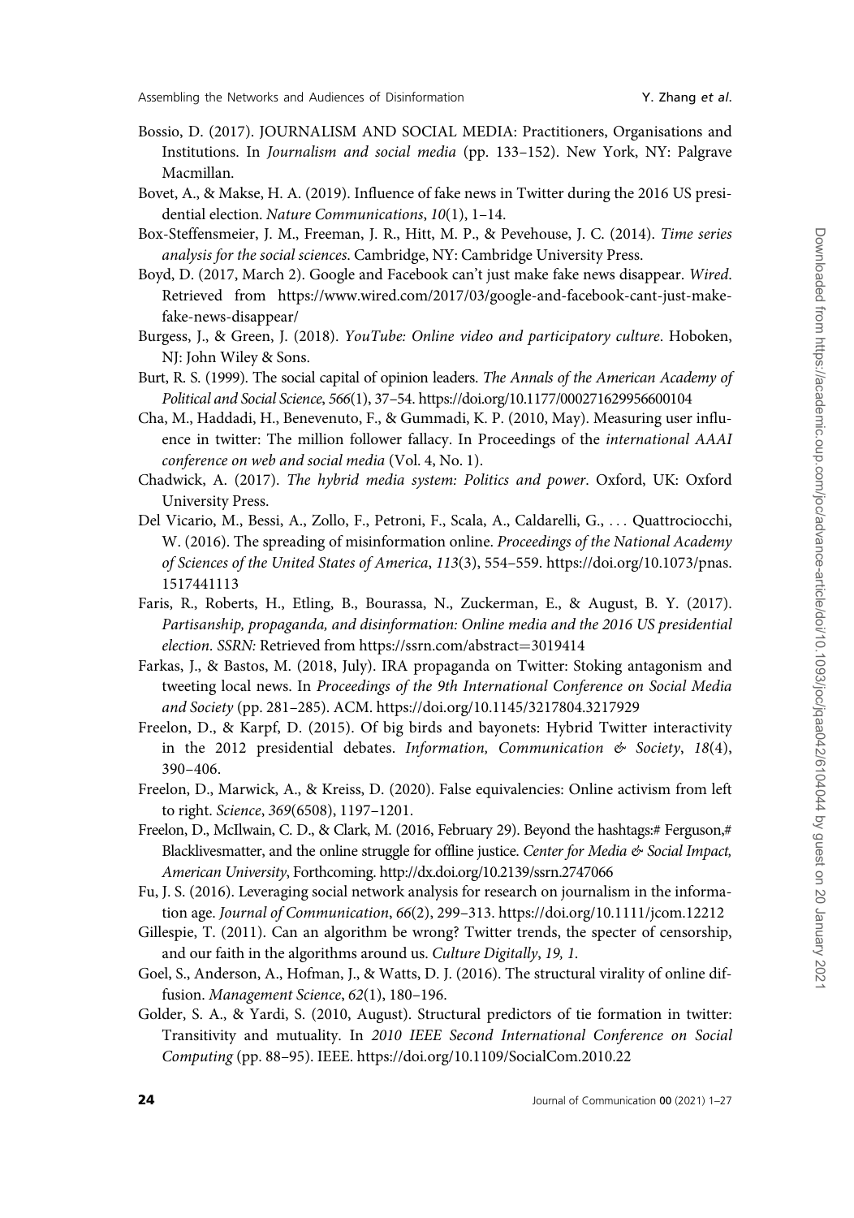Bossio, D. (2017). JOURNALISM AND SOCIAL MEDIA: Practitioners, Organisations and Institutions. In *Journalism and social media* (pp. 133–152). New York, NY: Palgrave Macmillan.

Bovet, A., & Makse, H. A. (2019). Influence of fake news in Twitter during the 2016 US presidential election. *Nature Communications*, *10*(1), 1–14.

Box-Steffensmeier, J. M., Freeman, J. R., Hitt, M. P., & Pevehouse, J. C. (2014). *Time series analysis for the social sciences*. Cambridge, NY: Cambridge University Press.

Boyd, D. (2017, March 2). Google and Facebook can't just make fake news disappear. *Wired*. Retrieved from https://www.wired.com/2017/03/google-and-facebook-cant-just-make-fake-news-disappear/

Burgess, J., & Green, J. (2018). *YouTube: Online video and participatory culture*. Hoboken, NJ: John Wiley & Sons.

Burt, R. S. (1999). The social capital of opinion leaders. *The Annals of the American Academy of Political and Social Science*, *566*(1), 37–54. https://doi.org/10.1177/000271629956600104

Cha, M., Haddadi, H., Benevenuto, F., & Gummadi, K. P. (2010, May). Measuring user influence in twitter: The million follower fallacy. In Proceedings of the *international AAAI conference on web and social media* (Vol. 4, No. 1).

Chadwick, A. (2017). *The hybrid media system: Politics and power*. Oxford, UK: Oxford University Press.

Del Vicario, M., Bessi, A., Zollo, F., Petroni, F., Scala, A., Caldarelli, G., ... Quattrociocchi, W. (2016). The spreading of misinformation online. *Proceedings of the National Academy of Sciences of the United States of America*, *113*(3), 554–559. https://doi.org/10.1073/pnas.1517441113

Faris, R., Roberts, H., Etling, B., Bourassa, N., Zuckerman, E., & August, B. Y. (2017). *Partisanship, propaganda, and disinformation: Online media and the 2016 US presidential election. SSRN:* Retrieved from https://ssrn.com/abstract=3019414

Farkas, J., & Bastos, M. (2018, July). IRA propaganda on Twitter: Stoking antagonism and tweeting local news. In *Proceedings of the 9th International Conference on Social Media and Society* (pp. 281–285). ACM. https://doi.org/10.1145/3217804.3217929

Freelon, D., & Karpf, D. (2015). Of big birds and bayonets: Hybrid Twitter interactivity in the 2012 presidential debates. *Information, Communication & Society*, *18*(4), 390–406.

Freelon, D., Marwick, A., & Kreiss, D. (2020). False equivalencies: Online activism from left to right. *Science*, *369*(6508), 1197–1201.

Freelon, D., McIlwain, C. D., & Clark, M. (2016, February 29). Beyond the hashtags:# Ferguson,# Blacklivesmatter, and the online struggle for offline justice. *Center for Media & Social Impact, American University*, Forthcoming. http://dx.doi.org/10.2139/ssrn.2747066

Fu, J. S. (2016). Leveraging social network analysis for research on journalism in the information age. *Journal of Communication*, *66*(2), 299–313. https://doi.org/10.1111/jcom.12212

Gillespie, T. (2011). Can an algorithm be wrong? Twitter trends, the specter of censorship, and our faith in the algorithms around us. *Culture Digitally*, *19, 1*.

Goel, S., Anderson, A., Hofman, J., & Watts, D. J. (2016). The structural virality of online diffusion. *Management Science*, *62*(1), 180–196.

Golder, S. A., & Yardi, S. (2010, August). Structural predictors of tie formation in twitter: Transitivity and mutuality. In *2010 IEEE Second International Conference on Social Computing* (pp. 88–95). IEEE. https://doi.org/10.1109/SocialCom.2010.22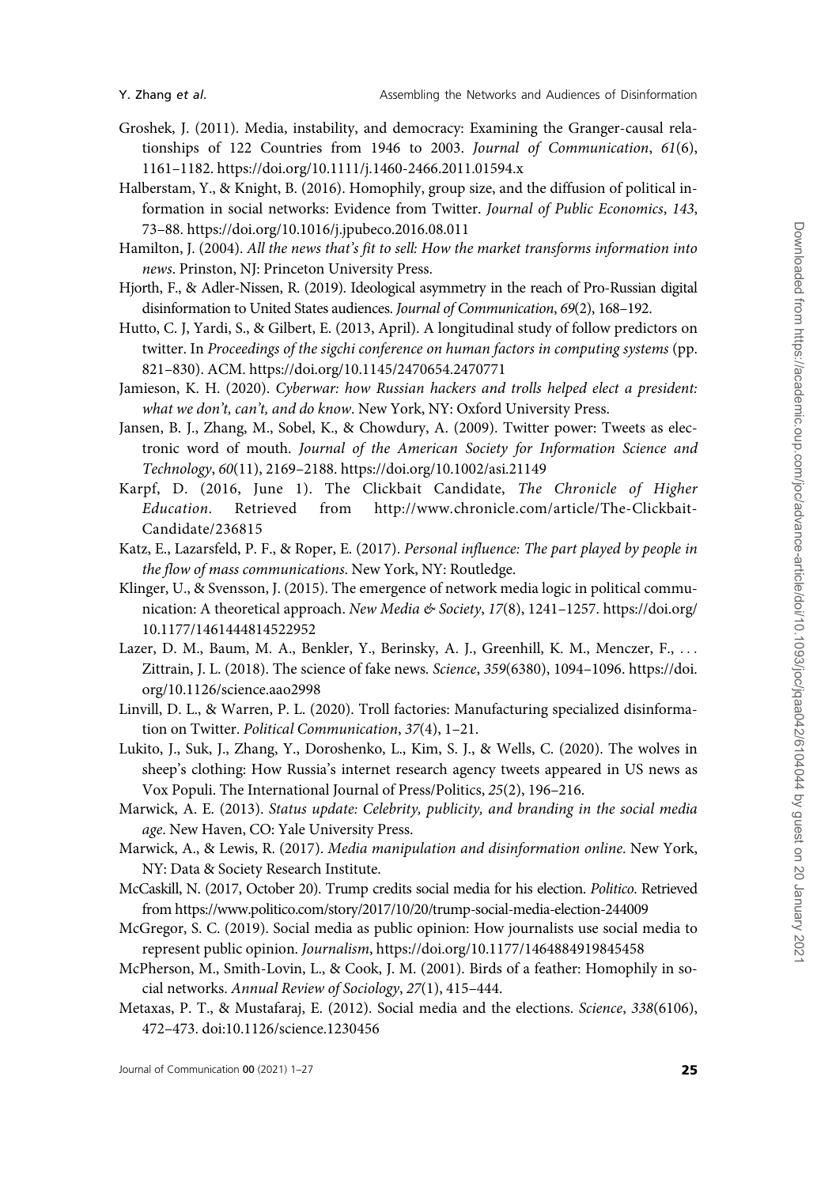Groshek, J. (2011). Media, instability, and democracy: Examining the Granger-causal relationships of 122 Countries from 1946 to 2003. *Journal of Communication*, *61*(6), 1161–1182. https://doi.org/10.1111/j.1460-2466.2011.01594.x

Halberstam, Y., & Knight, B. (2016). Homophily, group size, and the diffusion of political information in social networks: Evidence from Twitter. *Journal of Public Economics*, *143*, 73–88. https://doi.org/10.1016/j.jpubeco.2016.08.011

Hamilton, J. (2004). *All the news that's fit to sell: How the market transforms information into news*. Prinston, NJ: Princeton University Press.

Hjorth, F., & Adler-Nissen, R. (2019). Ideological asymmetry in the reach of Pro-Russian digital disinformation to United States audiences. *Journal of Communication*, *69*(2), 168–192.

Hutto, C. J, Yardi, S., & Gilbert, E. (2013, April). A longitudinal study of follow predictors on twitter. In *Proceedings of the sigchi conference on human factors in computing systems* (pp. 821–830). ACM. https://doi.org/10.1145/2470654.2470771

Jamieson, K. H. (2020). *Cyberwar: how Russian hackers and trolls helped elect a president: what we don't, can't, and do know*. New York, NY: Oxford University Press.

Jansen, B. J., Zhang, M., Sobel, K., & Chowdury, A. (2009). Twitter power: Tweets as electronic word of mouth. *Journal of the American Society for Information Science and Technology*, *60*(11), 2169–2188. https://doi.org/10.1002/asi.21149

Karpf, D. (2016, June 1). The Clickbait Candidate, *The Chronicle of Higher Education*. Retrieved from http://www.chronicle.com/article/The-Clickbait-Candidate/236815

Katz, E., Lazarsfeld, P. F., & Roper, E. (2017). *Personal influence: The part played by people in the flow of mass communications*. New York, NY: Routledge.

Klinger, U., & Svensson, J. (2015). The emergence of network media logic in political communication: A theoretical approach. *New Media & Society*, *17*(8), 1241–1257. https://doi.org/10.1177/1461444814522952

Lazer, D. M., Baum, M. A., Benkler, Y., Berinsky, A. J., Greenhill, K. M., Menczer, F., ... Zittrain, J. L. (2018). The science of fake news. *Science*, *359*(6380), 1094–1096. https://doi.org/10.1126/science.aao2998

Linvill, D. L., & Warren, P. L. (2020). Troll factories: Manufacturing specialized disinformation on Twitter. *Political Communication*, *37*(4), 1–21.

Lukito, J., Suk, J., Zhang, Y., Doroshenko, L., Kim, S. J., & Wells, C. (2020). The wolves in sheep's clothing: How Russia's internet research agency tweets appeared in US news as Vox Populi. The International Journal of Press/Politics, *25*(2), 196–216.

Marwick, A. E. (2013). *Status update: Celebrity, publicity, and branding in the social media age*. New Haven, CO: Yale University Press.

Marwick, A., & Lewis, R. (2017). *Media manipulation and disinformation online*. New York, NY: Data & Society Research Institute.

McCaskill, N. (2017, October 20). Trump credits social media for his election. *Politico*. Retrieved from https://www.politico.com/story/2017/10/20/trump-social-media-election-244009

McGregor, S. C. (2019). Social media as public opinion: How journalists use social media to represent public opinion. *Journalism*, https://doi.org/10.1177/1464884919845458

McPherson, M., Smith-Lovin, L., & Cook, J. M. (2001). Birds of a feather: Homophily in social networks. *Annual Review of Sociology*, *27*(1), 415–444.

Metaxas, P. T., & Mustafaraj, E. (2012). Social media and the elections. *Science*, *338*(6106), 472–473. doi:10.1126/science.1230456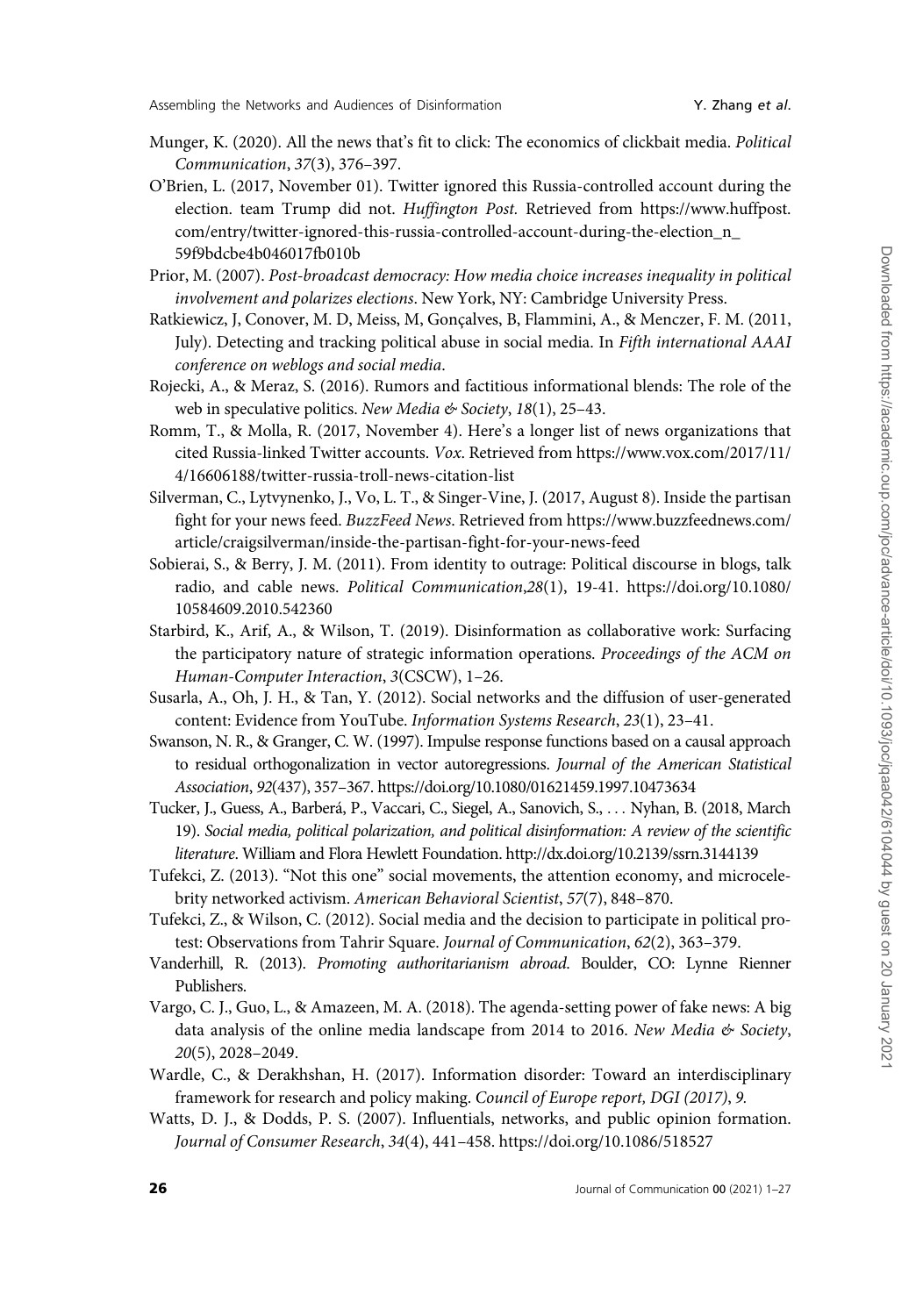Munger, K. (2020). All the news that's fit to click: The economics of clickbait media. *Political Communication*, *37*(3), 376–397.

O'Brien, L. (2017, November 01). Twitter ignored this Russia-controlled account during the election. team Trump did not. *Huffington Post.* Retrieved from https://www.huffpost.com/entry/twitter-ignored-this-russia-controlled-account-during-the-election_n_59f9bdcbe4b046017fb010b

Prior, M. (2007). *Post-broadcast democracy: How media choice increases inequality in political involvement and polarizes elections*. New York, NY: Cambridge University Press.

Ratkiewicz, J, Conover, M. D, Meiss, M, Gonçalves, B, Flammini, A., & Menczer, F. M. (2011, July). Detecting and tracking political abuse in social media. In *Fifth international AAAI conference on weblogs and social media*.

Rojecki, A., & Meraz, S. (2016). Rumors and factitious informational blends: The role of the web in speculative politics. *New Media & Society*, *18*(1), 25–43.

Romm, T., & Molla, R. (2017, November 4). Here's a longer list of news organizations that cited Russia-linked Twitter accounts. *Vox*. Retrieved from https://www.vox.com/2017/11/4/16606188/twitter-russia-troll-news-citation-list

Silverman, C., Lytvynenko, J., Vo, L. T., & Singer-Vine, J. (2017, August 8). Inside the partisan fight for your news feed. *BuzzFeed News*. Retrieved from https://www.buzzfeednews.com/article/craigsilverman/inside-the-partisan-fight-for-your-news-feed

Sobierai, S., & Berry, J. M. (2011). From identity to outrage: Political discourse in blogs, talk radio, and cable news. *Political Communication*,*28*(1), 19-41. https://doi.org/10.1080/10584609.2010.542360

Starbird, K., Arif, A., & Wilson, T. (2019). Disinformation as collaborative work: Surfacing the participatory nature of strategic information operations. *Proceedings of the ACM on Human-Computer Interaction*, *3*(CSCW), 1–26.

Susarla, A., Oh, J. H., & Tan, Y. (2012). Social networks and the diffusion of user-generated content: Evidence from YouTube. *Information Systems Research*, *23*(1), 23–41.

Swanson, N. R., & Granger, C. W. (1997). Impulse response functions based on a causal approach to residual orthogonalization in vector autoregressions. *Journal of the American Statistical Association*, *92*(437), 357–367. https://doi.org/10.1080/01621459.1997.10473634

Tucker, J., Guess, A., Barberá, P., Vaccari, C., Siegel, A., Sanovich, S., ... Nyhan, B. (2018, March 19). *Social media, political polarization, and political disinformation: A review of the scientific literature*. William and Flora Hewlett Foundation. http://dx.doi.org/10.2139/ssrn.3144139

Tufekci, Z. (2013). "Not this one" social movements, the attention economy, and microcelebrity networked activism. *American Behavioral Scientist*, *57*(7), 848–870.

Tufekci, Z., & Wilson, C. (2012). Social media and the decision to participate in political protest: Observations from Tahrir Square. *Journal of Communication*, *62*(2), 363–379.

Vanderhill, R. (2013). *Promoting authoritarianism abroad*. Boulder, CO: Lynne Rienner Publishers.

Vargo, C. J., Guo, L., & Amazeen, M. A. (2018). The agenda-setting power of fake news: A big data analysis of the online media landscape from 2014 to 2016. *New Media & Society*, *20*(5), 2028–2049.

Wardle, C., & Derakhshan, H. (2017). Information disorder: Toward an interdisciplinary framework for research and policy making. *Council of Europe report, DGI (2017)*, *9*.

Watts, D. J., & Dodds, P. S. (2007). Influentials, networks, and public opinion formation. *Journal of Consumer Research*, *34*(4), 441–458. https://doi.org/10.1086/518527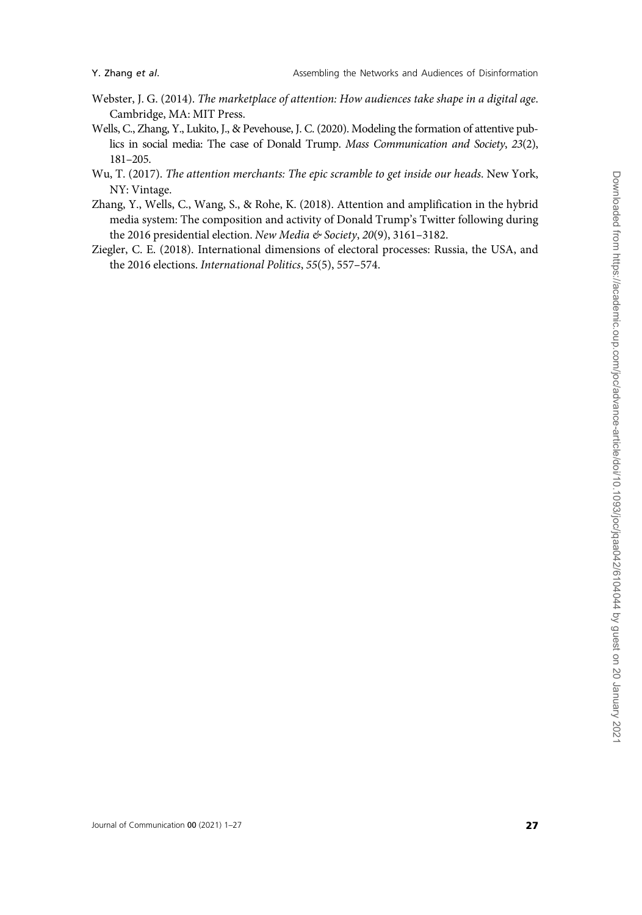Webster, J. G. (2014). *The marketplace of attention: How audiences take shape in a digital age*. Cambridge, MA: MIT Press.

Wells, C., Zhang, Y., Lukito, J., & Pevehouse, J. C. (2020). Modeling the formation of attentive publics in social media: The case of Donald Trump. *Mass Communication and Society*, *23*(2), 181–205.

Wu, T. (2017). *The attention merchants: The epic scramble to get inside our heads*. New York, NY: Vintage.

Zhang, Y., Wells, C., Wang, S., & Rohe, K. (2018). Attention and amplification in the hybrid media system: The composition and activity of Donald Trump's Twitter following during the 2016 presidential election. *New Media & Society*, *20*(9), 3161–3182.

Ziegler, C. E. (2018). International dimensions of electoral processes: Russia, the USA, and the 2016 elections. *International Politics*, *55*(5), 557–574.